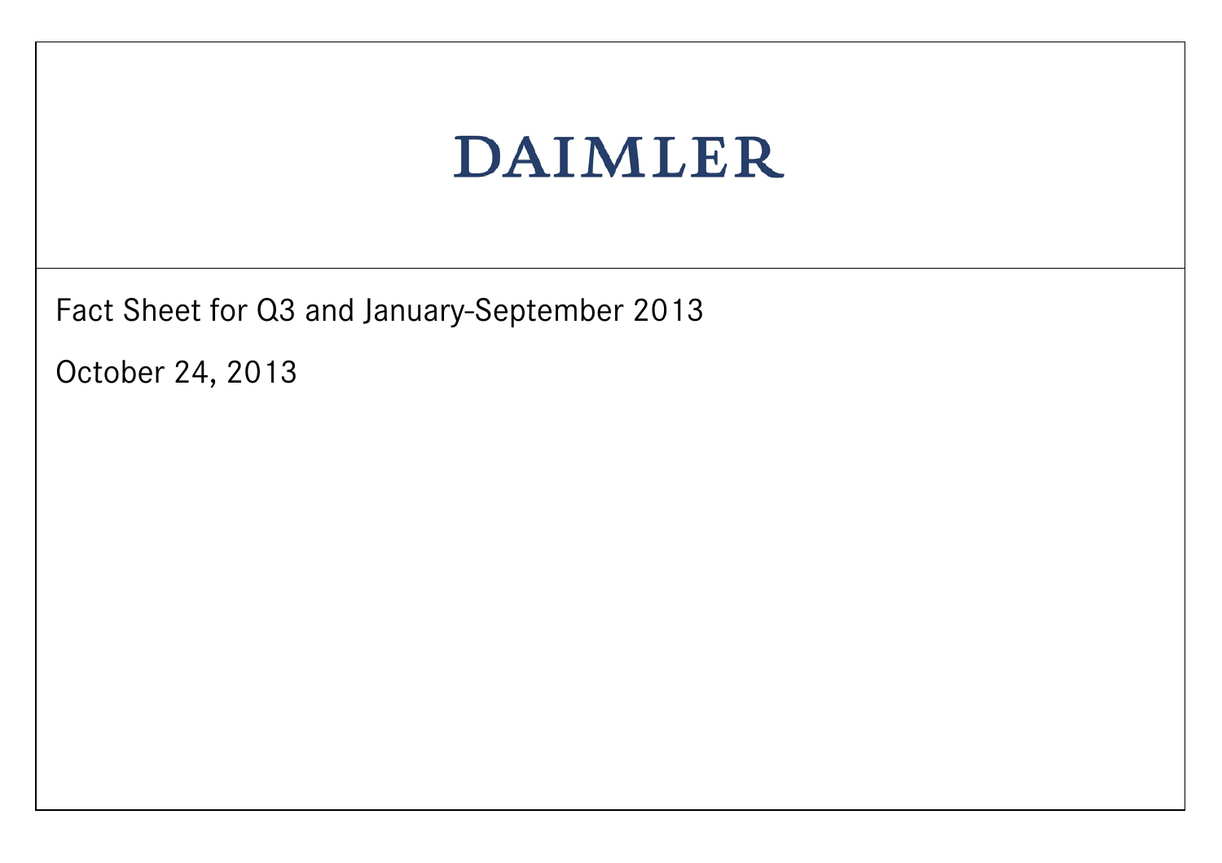# DAIMLER

Fact Sheet for Q3 and January-September 2013

October 24, 2013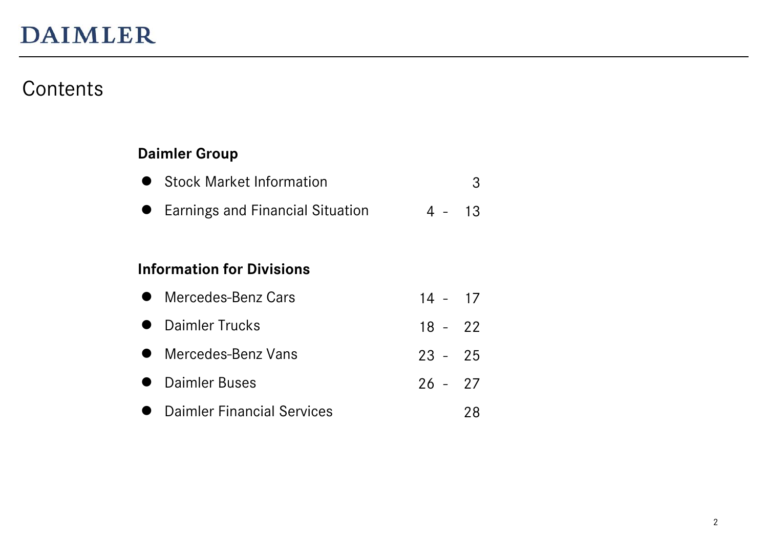# Contents

**Daimler Group**

- Stock Market Information 3
- Earnings and Financial Situation 4 - 13

**Information for Divisions**

- Mercedes-Benz Cars 14 - 17
- Daimler Trucks 18 - 22
- Mercedes-Benz Vans 23 - 25
- Daimler Buses 26 - 27
- Daimler Financial Services 28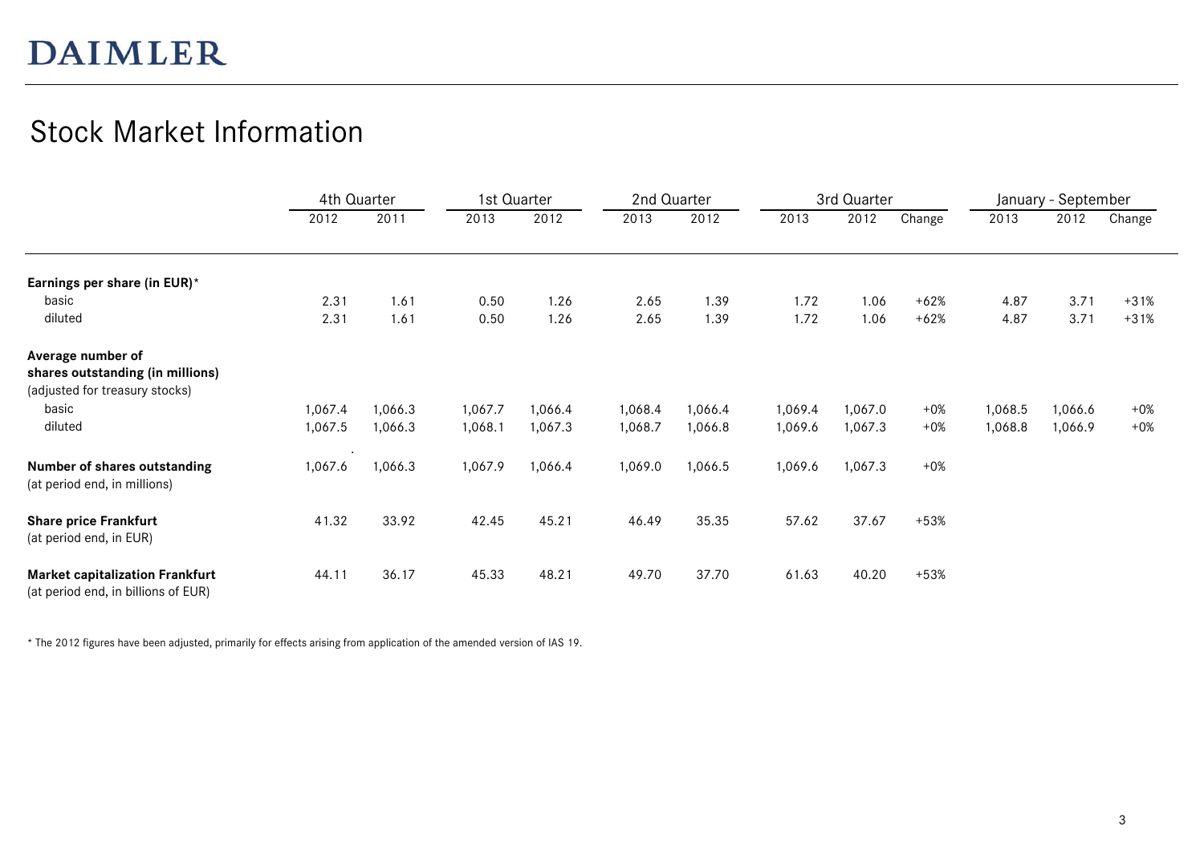# DAIMLER

## Stock Market Information

| | 4th Quarter | | 1st Quarter | | 2nd Quarter | | 3rd Quarter | | | January - September | | |
|---|---|---|---|---|---|---|---|---|---|---|---|---|
| | 2012 | 2011 | 2013 | 2012 | 2013 | 2012 | 2013 | 2012 | Change | 2013 | 2012 | Change |
| **Earnings per share (in EUR)*** | | | | | | | | | | | | |
| basic | 2.31 | 1.61 | 0.50 | 1.26 | 2.65 | 1.39 | 1.72 | 1.06 | +62% | 4.87 | 3.71 | +31% |
| diluted | 2.31 | 1.61 | 0.50 | 1.26 | 2.65 | 1.39 | 1.72 | 1.06 | +62% | 4.87 | 3.71 | +31% |
| **Average number of shares outstanding (in millions)** (adjusted for treasury stocks) | | | | | | | | | | | | |
| basic | 1,067.4 | 1,066.3 | 1,067.7 | 1,066.4 | 1,068.4 | 1,066.4 | 1,069.4 | 1,067.0 | +0% | 1,068.5 | 1,066.6 | +0% |
| diluted | 1,067.5 | 1,066.3 | 1,068.1 | 1,067.3 | 1,068.7 | 1,066.8 | 1,069.6 | 1,067.3 | +0% | 1,068.8 | 1,066.9 | +0% |
| **Number of shares outstanding** (at period end, in millions) | 1,067.6 | 1,066.3 | 1,067.9 | 1,066.4 | 1,069.0 | 1,066.5 | 1,069.6 | 1,067.3 | +0% | | | |
| **Share price Frankfurt** (at period end, in EUR) | 41.32 | 33.92 | 42.45 | 45.21 | 46.49 | 35.35 | 57.62 | 37.67 | +53% | | | |
| **Market capitalization Frankfurt** (at period end, in billions of EUR) | 44.11 | 36.17 | 45.33 | 48.21 | 49.70 | 37.70 | 61.63 | 40.20 | +53% | | | |

* The 2012 figures have been adjusted, primarily for effects arising from application of the amended version of IAS 19.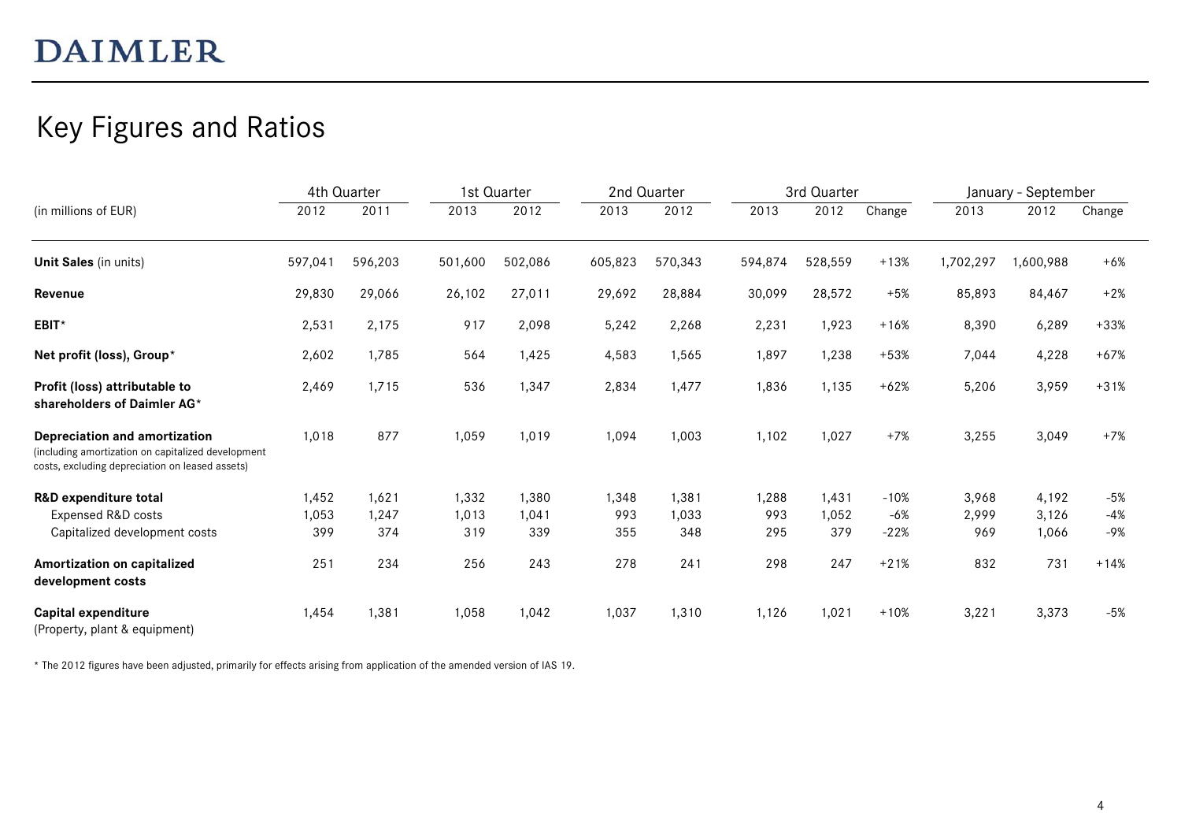DAIMLER

# Key Figures and Ratios

| (in millions of EUR) | 4th Quarter | | 1st Quarter | | 2nd Quarter | | 3rd Quarter | | | January - September | | |
|---|---|---|---|---|---|---|---|---|---|---|---|---|
| | 2012 | 2011 | 2013 | 2012 | 2013 | 2012 | 2013 | 2012 | Change | 2013 | 2012 | Change |
| **Unit Sales** (in units) | 597,041 | 596,203 | 501,600 | 502,086 | 605,823 | 570,343 | 594,874 | 528,559 | +13% | 1,702,297 | 1,600,988 | +6% |
| **Revenue** | 29,830 | 29,066 | 26,102 | 27,011 | 29,692 | 28,884 | 30,099 | 28,572 | +5% | 85,893 | 84,467 | +2% |
| **EBIT*** | 2,531 | 2,175 | 917 | 2,098 | 5,242 | 2,268 | 2,231 | 1,923 | +16% | 8,390 | 6,289 | +33% |
| **Net profit (loss), Group*** | 2,602 | 1,785 | 564 | 1,425 | 4,583 | 1,565 | 1,897 | 1,238 | +53% | 7,044 | 4,228 | +67% |
| **Profit (loss) attributable to shareholders of Daimler AG*** | 2,469 | 1,715 | 536 | 1,347 | 2,834 | 1,477 | 1,836 | 1,135 | +62% | 5,206 | 3,959 | +31% |
| **Depreciation and amortization** (including amortization on capitalized development costs, excluding depreciation on leased assets) | 1,018 | 877 | 1,059 | 1,019 | 1,094 | 1,003 | 1,102 | 1,027 | +7% | 3,255 | 3,049 | +7% |
| **R&D expenditure total** | 1,452 | 1,621 | 1,332 | 1,380 | 1,348 | 1,381 | 1,288 | 1,431 | -10% | 3,968 | 4,192 | -5% |
| Expensed R&D costs | 1,053 | 1,247 | 1,013 | 1,041 | 993 | 1,033 | 993 | 1,052 | -6% | 2,999 | 3,126 | -4% |
| Capitalized development costs | 399 | 374 | 319 | 339 | 355 | 348 | 295 | 379 | -22% | 969 | 1,066 | -9% |
| **Amortization on capitalized development costs** | 251 | 234 | 256 | 243 | 278 | 241 | 298 | 247 | +21% | 832 | 731 | +14% |
| **Capital expenditure** (Property, plant & equipment) | 1,454 | 1,381 | 1,058 | 1,042 | 1,037 | 1,310 | 1,126 | 1,021 | +10% | 3,221 | 3,373 | -5% |

* The 2012 figures have been adjusted, primarily for effects arising from application of the amended version of IAS 19.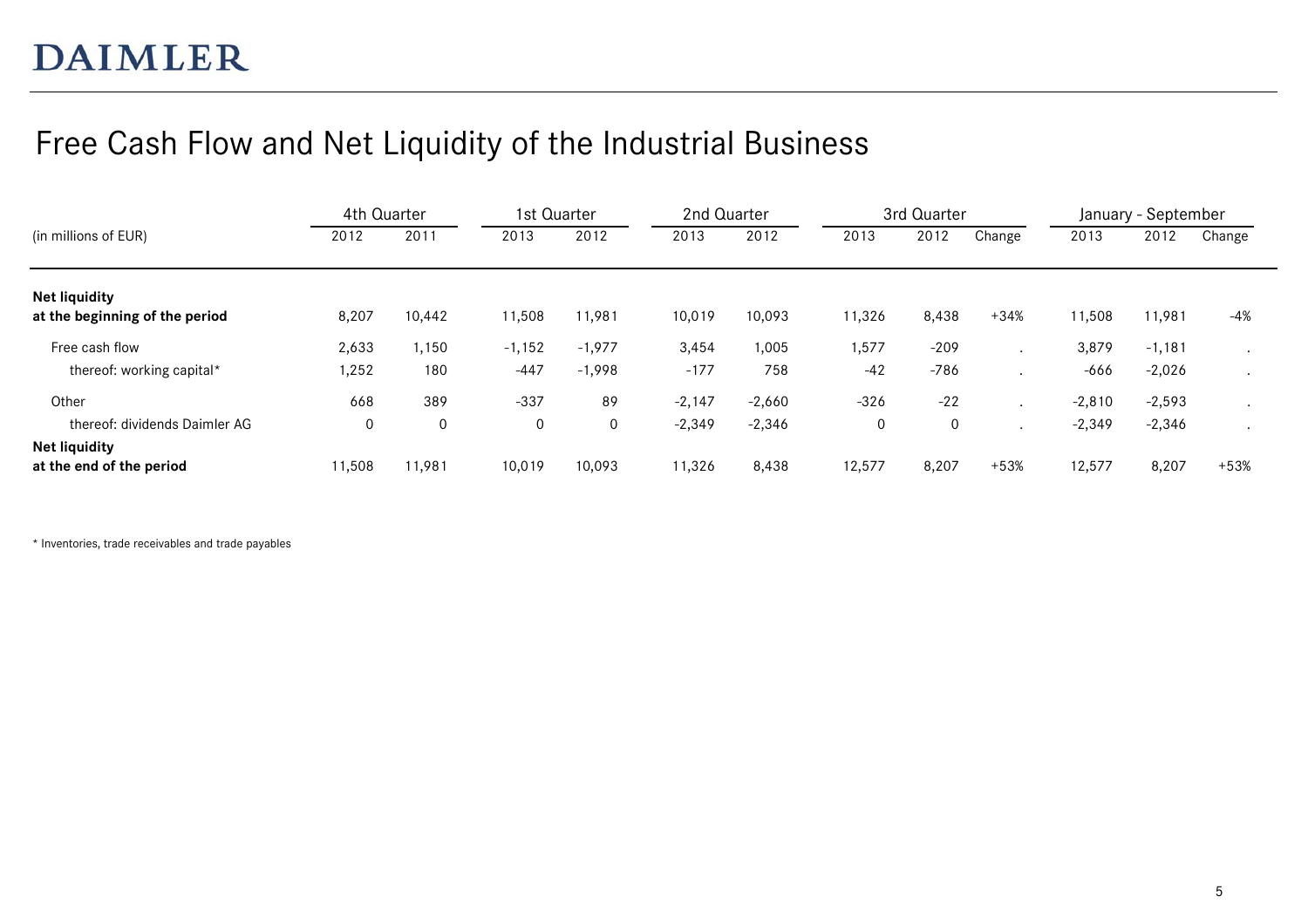# DAIMLER

## Free Cash Flow and Net Liquidity of the Industrial Business

| (in millions of EUR) | 4th Quarter | | 1st Quarter | | 2nd Quarter | | 3rd Quarter | | | January - September | | |
|---|---|---|---|---|---|---|---|---|---|---|---|---|
| | 2012 | 2011 | 2013 | 2012 | 2013 | 2012 | 2013 | 2012 | Change | 2013 | 2012 | Change |
| **Net liquidity at the beginning of the period** | 8,207 | 10,442 | 11,508 | 11,981 | 10,019 | 10,093 | 11,326 | 8,438 | +34% | 11,508 | 11,981 | -4% |
| Free cash flow | 2,633 | 1,150 | -1,152 | -1,977 | 3,454 | 1,005 | 1,577 | -209 | . | 3,879 | -1,181 | . |
| thereof: working capital* | 1,252 | 180 | -447 | -1,998 | -177 | 758 | -42 | -786 | . | -666 | -2,026 | . |
| Other | 668 | 389 | -337 | 89 | -2,147 | -2,660 | -326 | -22 | . | -2,810 | -2,593 | . |
| thereof: dividends Daimler AG | 0 | 0 | 0 | 0 | -2,349 | -2,346 | 0 | 0 | . | -2,349 | -2,346 | . |
| **Net liquidity at the end of the period** | 11,508 | 11,981 | 10,019 | 10,093 | 11,326 | 8,438 | 12,577 | 8,207 | +53% | 12,577 | 8,207 | +53% |

* Inventories, trade receivables and trade payables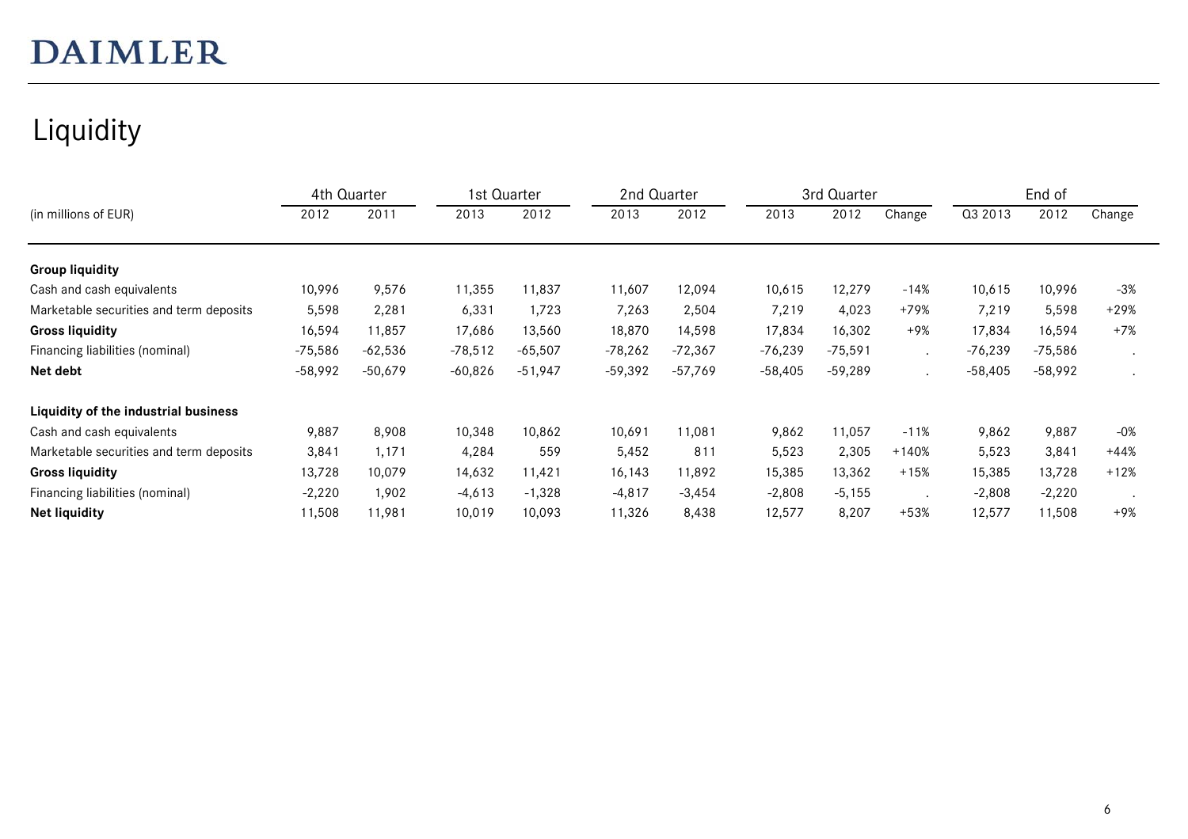# DAIMLER

## Liquidity

| (in millions of EUR) | 4th Quarter | | 1st Quarter | | 2nd Quarter | | 3rd Quarter | | | End of | | |
|---|---|---|---|---|---|---|---|---|---|---|---|---|
| | 2012 | 2011 | 2013 | 2012 | 2013 | 2012 | 2013 | 2012 | Change | Q3 2013 | 2012 | Change |
| **Group liquidity** | | | | | | | | | | | | |
| Cash and cash equivalents | 10,996 | 9,576 | 11,355 | 11,837 | 11,607 | 12,094 | 10,615 | 12,279 | -14% | 10,615 | 10,996 | -3% |
| Marketable securities and term deposits | 5,598 | 2,281 | 6,331 | 1,723 | 7,263 | 2,504 | 7,219 | 4,023 | +79% | 7,219 | 5,598 | +29% |
| **Gross liquidity** | 16,594 | 11,857 | 17,686 | 13,560 | 18,870 | 14,598 | 17,834 | 16,302 | +9% | 17,834 | 16,594 | +7% |
| Financing liabilities (nominal) | -75,586 | -62,536 | -78,512 | -65,507 | -78,262 | -72,367 | -76,239 | -75,591 | . | -76,239 | -75,586 | . |
| **Net debt** | -58,992 | -50,679 | -60,826 | -51,947 | -59,392 | -57,769 | -58,405 | -59,289 | . | -58,405 | -58,992 | . |
| **Liquidity of the industrial business** | | | | | | | | | | | | |
| Cash and cash equivalents | 9,887 | 8,908 | 10,348 | 10,862 | 10,691 | 11,081 | 9,862 | 11,057 | -11% | 9,862 | 9,887 | -0% |
| Marketable securities and term deposits | 3,841 | 1,171 | 4,284 | 559 | 5,452 | 811 | 5,523 | 2,305 | +140% | 5,523 | 3,841 | +44% |
| **Gross liquidity** | 13,728 | 10,079 | 14,632 | 11,421 | 16,143 | 11,892 | 15,385 | 13,362 | +15% | 15,385 | 13,728 | +12% |
| Financing liabilities (nominal) | -2,220 | 1,902 | -4,613 | -1,328 | -4,817 | -3,454 | -2,808 | -5,155 | . | -2,808 | -2,220 | . |
| **Net liquidity** | 11,508 | 11,981 | 10,019 | 10,093 | 11,326 | 8,438 | 12,577 | 8,207 | +53% | 12,577 | 11,508 | +9% |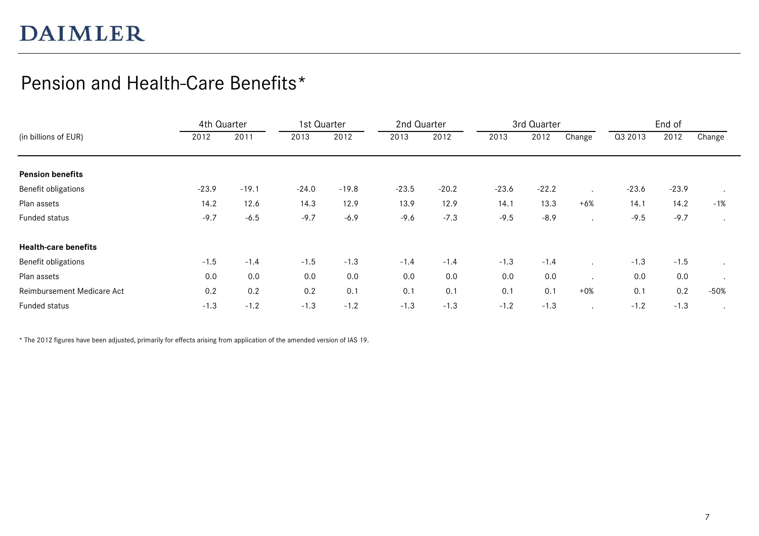# DAIMLER

## Pension and Health-Care Benefits*

| (in billions of EUR) | 4th Quarter | | 1st Quarter | | 2nd Quarter | | 3rd Quarter | | | End of | | |
|---|---|---|---|---|---|---|---|---|---|---|---|---|
| | 2012 | 2011 | 2013 | 2012 | 2013 | 2012 | 2013 | 2012 | Change | Q3 2013 | 2012 | Change |
| **Pension benefits** | | | | | | | | | | | | |
| Benefit obligations | -23.9 | -19.1 | -24.0 | -19.8 | -23.5 | -20.2 | -23.6 | -22.2 | . | -23.6 | -23.9 | . |
| Plan assets | 14.2 | 12.6 | 14.3 | 12.9 | 13.9 | 12.9 | 14.1 | 13.3 | +6% | 14.1 | 14.2 | -1% |
| Funded status | -9.7 | -6.5 | -9.7 | -6.9 | -9.6 | -7.3 | -9.5 | -8.9 | . | -9.5 | -9.7 | . |
| **Health-care benefits** | | | | | | | | | | | | |
| Benefit obligations | -1.5 | -1.4 | -1.5 | -1.3 | -1.4 | -1.4 | -1.3 | -1.4 | . | -1.3 | -1.5 | . |
| Plan assets | 0.0 | 0.0 | 0.0 | 0.0 | 0.0 | 0.0 | 0.0 | 0.0 | . | 0.0 | 0.0 | . |
| Reimbursement Medicare Act | 0.2 | 0.2 | 0.2 | 0.1 | 0.1 | 0.1 | 0.1 | 0.1 | +0% | 0.1 | 0.2 | -50% |
| Funded status | -1.3 | -1.2 | -1.3 | -1.2 | -1.3 | -1.3 | -1.2 | -1.3 | . | -1.2 | -1.3 | . |

* The 2012 figures have been adjusted, primarily for effects arising from application of the amended version of IAS 19.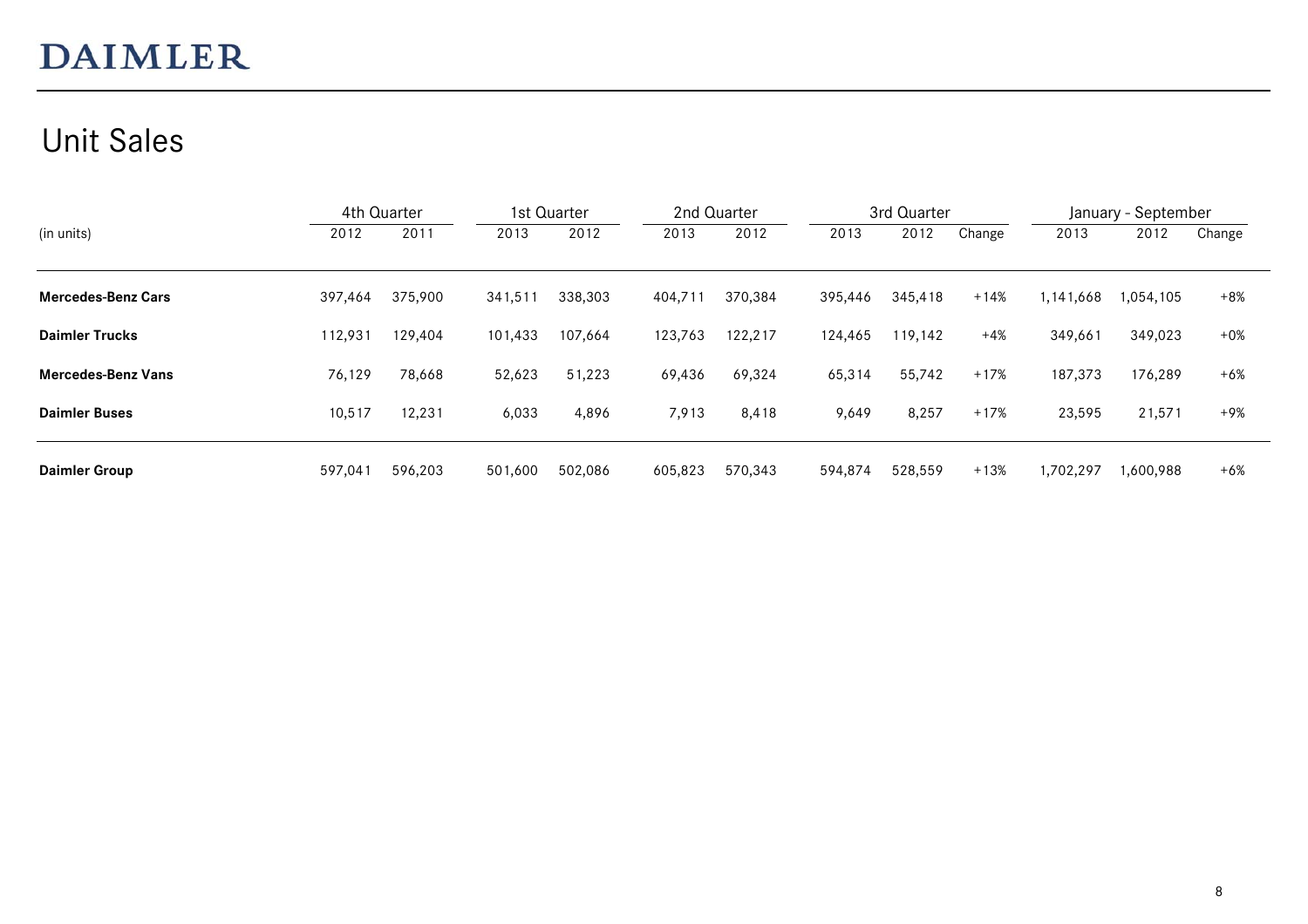DAIMLER

# Unit Sales

| (in units) | 4th Quarter | | 1st Quarter | | 2nd Quarter | | 3rd Quarter | | | January - September | | |
|---|---|---|---|---|---|---|---|---|---|---|---|---|
| | 2012 | 2011 | 2013 | 2012 | 2013 | 2012 | 2013 | 2012 | Change | 2013 | 2012 | Change |
| **Mercedes-Benz Cars** | 397,464 | 375,900 | 341,511 | 338,303 | 404,711 | 370,384 | 395,446 | 345,418 | +14% | 1,141,668 | 1,054,105 | +8% |
| **Daimler Trucks** | 112,931 | 129,404 | 101,433 | 107,664 | 123,763 | 122,217 | 124,465 | 119,142 | +4% | 349,661 | 349,023 | +0% |
| **Mercedes-Benz Vans** | 76,129 | 78,668 | 52,623 | 51,223 | 69,436 | 69,324 | 65,314 | 55,742 | +17% | 187,373 | 176,289 | +6% |
| **Daimler Buses** | 10,517 | 12,231 | 6,033 | 4,896 | 7,913 | 8,418 | 9,649 | 8,257 | +17% | 23,595 | 21,571 | +9% |
| **Daimler Group** | 597,041 | 596,203 | 501,600 | 502,086 | 605,823 | 570,343 | 594,874 | 528,559 | +13% | 1,702,297 | 1,600,988 | +6% |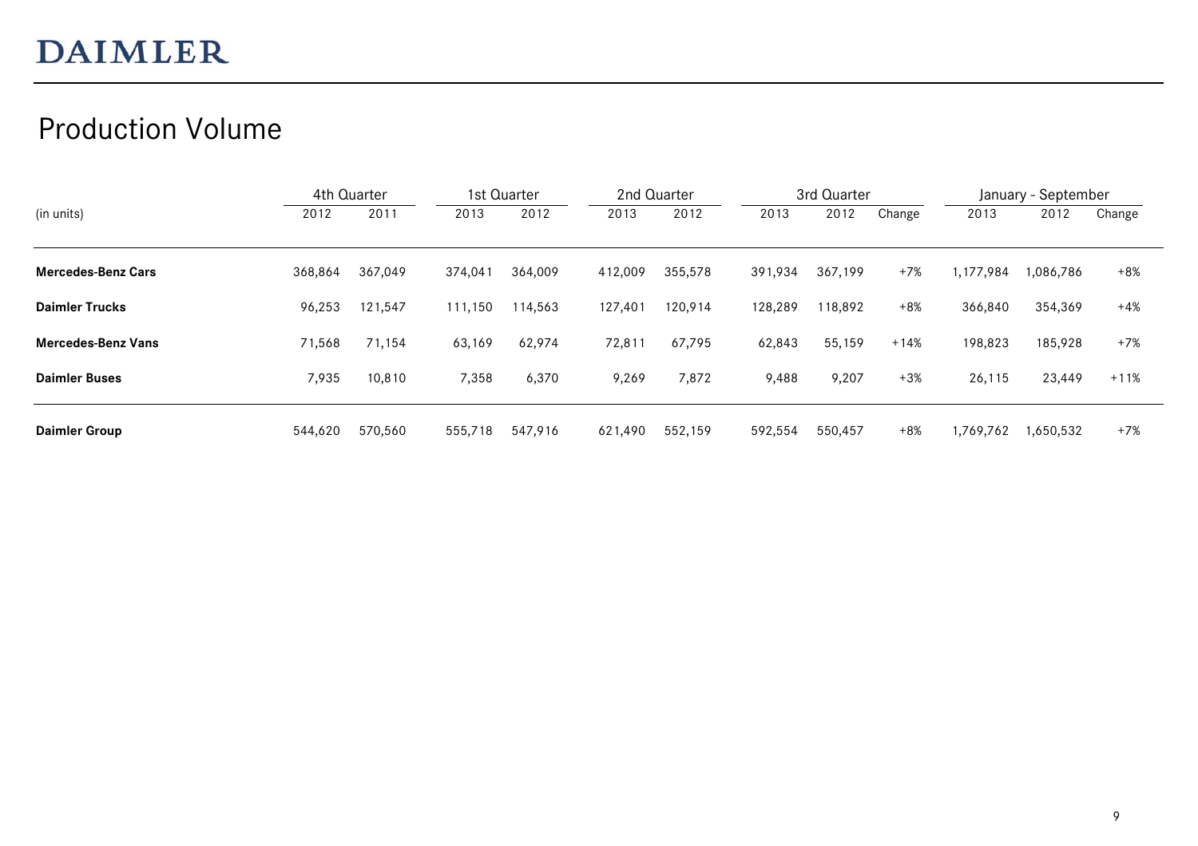# Production Volume

| (in units) | 4th Quarter | | 1st Quarter | | 2nd Quarter | | 3rd Quarter | | | January - September | | |
|---|---|---|---|---|---|---|---|---|---|---|---|---|
| | 2012 | 2011 | 2013 | 2012 | 2013 | 2012 | 2013 | 2012 | Change | 2013 | 2012 | Change |
| **Mercedes-Benz Cars** | 368,864 | 367,049 | 374,041 | 364,009 | 412,009 | 355,578 | 391,934 | 367,199 | +7% | 1,177,984 | 1,086,786 | +8% |
| **Daimler Trucks** | 96,253 | 121,547 | 111,150 | 114,563 | 127,401 | 120,914 | 128,289 | 118,892 | +8% | 366,840 | 354,369 | +4% |
| **Mercedes-Benz Vans** | 71,568 | 71,154 | 63,169 | 62,974 | 72,811 | 67,795 | 62,843 | 55,159 | +14% | 198,823 | 185,928 | +7% |
| **Daimler Buses** | 7,935 | 10,810 | 7,358 | 6,370 | 9,269 | 7,872 | 9,488 | 9,207 | +3% | 26,115 | 23,449 | +11% |
| **Daimler Group** | 544,620 | 570,560 | 555,718 | 547,916 | 621,490 | 552,159 | 592,554 | 550,457 | +8% | 1,769,762 | 1,650,532 | +7% |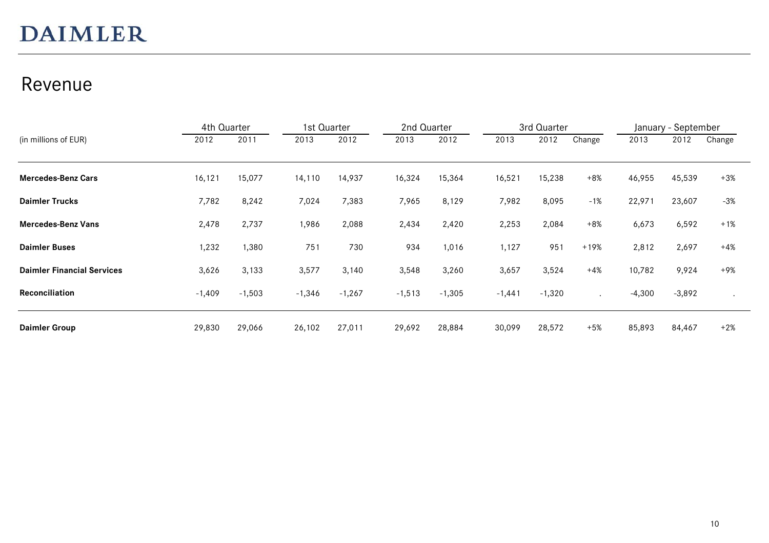# Revenue

| (in millions of EUR) | 4th Quarter | | 1st Quarter | | 2nd Quarter | | 3rd Quarter | | | January - September | | |
|---|---|---|---|---|---|---|---|---|---|---|---|---|
| | 2012 | 2011 | 2013 | 2012 | 2013 | 2012 | 2013 | 2012 | Change | 2013 | 2012 | Change |
| **Mercedes-Benz Cars** | 16,121 | 15,077 | 14,110 | 14,937 | 16,324 | 15,364 | 16,521 | 15,238 | +8% | 46,955 | 45,539 | +3% |
| **Daimler Trucks** | 7,782 | 8,242 | 7,024 | 7,383 | 7,965 | 8,129 | 7,982 | 8,095 | -1% | 22,971 | 23,607 | -3% |
| **Mercedes-Benz Vans** | 2,478 | 2,737 | 1,986 | 2,088 | 2,434 | 2,420 | 2,253 | 2,084 | +8% | 6,673 | 6,592 | +1% |
| **Daimler Buses** | 1,232 | 1,380 | 751 | 730 | 934 | 1,016 | 1,127 | 951 | +19% | 2,812 | 2,697 | +4% |
| **Daimler Financial Services** | 3,626 | 3,133 | 3,577 | 3,140 | 3,548 | 3,260 | 3,657 | 3,524 | +4% | 10,782 | 9,924 | +9% |
| **Reconciliation** | -1,409 | -1,503 | -1,346 | -1,267 | -1,513 | -1,305 | -1,441 | -1,320 | . | -4,300 | -3,892 | . |
| **Daimler Group** | 29,830 | 29,066 | 26,102 | 27,011 | 29,692 | 28,884 | 30,099 | 28,572 | +5% | 85,893 | 84,467 | +2% |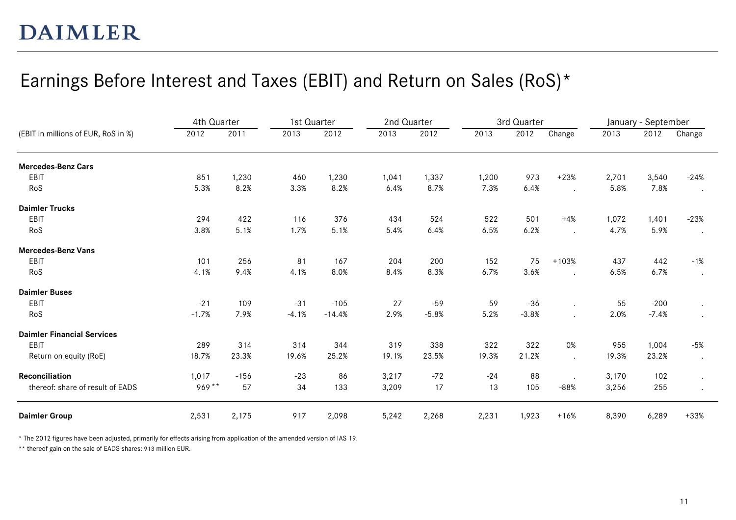# DAIMLER

## Earnings Before Interest and Taxes (EBIT) and Return on Sales (RoS)*

| | 4th Quarter | | 1st Quarter | | 2nd Quarter | | 3rd Quarter | | | January - September | | |
|---|---|---|---|---|---|---|---|---|---|---|---|---|
| (EBIT in millions of EUR, RoS in %) | 2012 | 2011 | 2013 | 2012 | 2013 | 2012 | 2013 | 2012 | Change | 2013 | 2012 | Change |
| **Mercedes-Benz Cars** | | | | | | | | | | | | |
| EBIT | 851 | 1,230 | 460 | 1,230 | 1,041 | 1,337 | 1,200 | 973 | +23% | 2,701 | 3,540 | -24% |
| RoS | 5.3% | 8.2% | 3.3% | 8.2% | 6.4% | 8.7% | 7.3% | 6.4% | . | 5.8% | 7.8% | . |
| **Daimler Trucks** | | | | | | | | | | | | |
| EBIT | 294 | 422 | 116 | 376 | 434 | 524 | 522 | 501 | +4% | 1,072 | 1,401 | -23% |
| RoS | 3.8% | 5.1% | 1.7% | 5.1% | 5.4% | 6.4% | 6.5% | 6.2% | . | 4.7% | 5.9% | . |
| **Mercedes-Benz Vans** | | | | | | | | | | | | |
| EBIT | 101 | 256 | 81 | 167 | 204 | 200 | 152 | 75 | +103% | 437 | 442 | -1% |
| RoS | 4.1% | 9.4% | 4.1% | 8.0% | 8.4% | 8.3% | 6.7% | 3.6% | . | 6.5% | 6.7% | . |
| **Daimler Buses** | | | | | | | | | | | | |
| EBIT | -21 | 109 | -31 | -105 | 27 | -59 | 59 | -36 | . | 55 | -200 | . |
| RoS | -1.7% | 7.9% | -4.1% | -14.4% | 2.9% | -5.8% | 5.2% | -3.8% | . | 2.0% | -7.4% | . |
| **Daimler Financial Services** | | | | | | | | | | | | |
| EBIT | 289 | 314 | 314 | 344 | 319 | 338 | 322 | 322 | 0% | 955 | 1,004 | -5% |
| Return on equity (RoE) | 18.7% | 23.3% | 19.6% | 25.2% | 19.1% | 23.5% | 19.3% | 21.2% | . | 19.3% | 23.2% | . |
| **Reconciliation** | 1,017 | -156 | -23 | 86 | 3,217 | -72 | -24 | 88 | . | 3,170 | 102 | . |
| thereof: share of result of EADS | 969** | 57 | 34 | 133 | 3,209 | 17 | 13 | 105 | -88% | 3,256 | 255 | . |
| **Daimler Group** | 2,531 | 2,175 | 917 | 2,098 | 5,242 | 2,268 | 2,231 | 1,923 | +16% | 8,390 | 6,289 | +33% |

* The 2012 figures have been adjusted, primarily for effects arising from application of the amended version of IAS 19.

** thereof gain on the sale of EADS shares: 913 million EUR.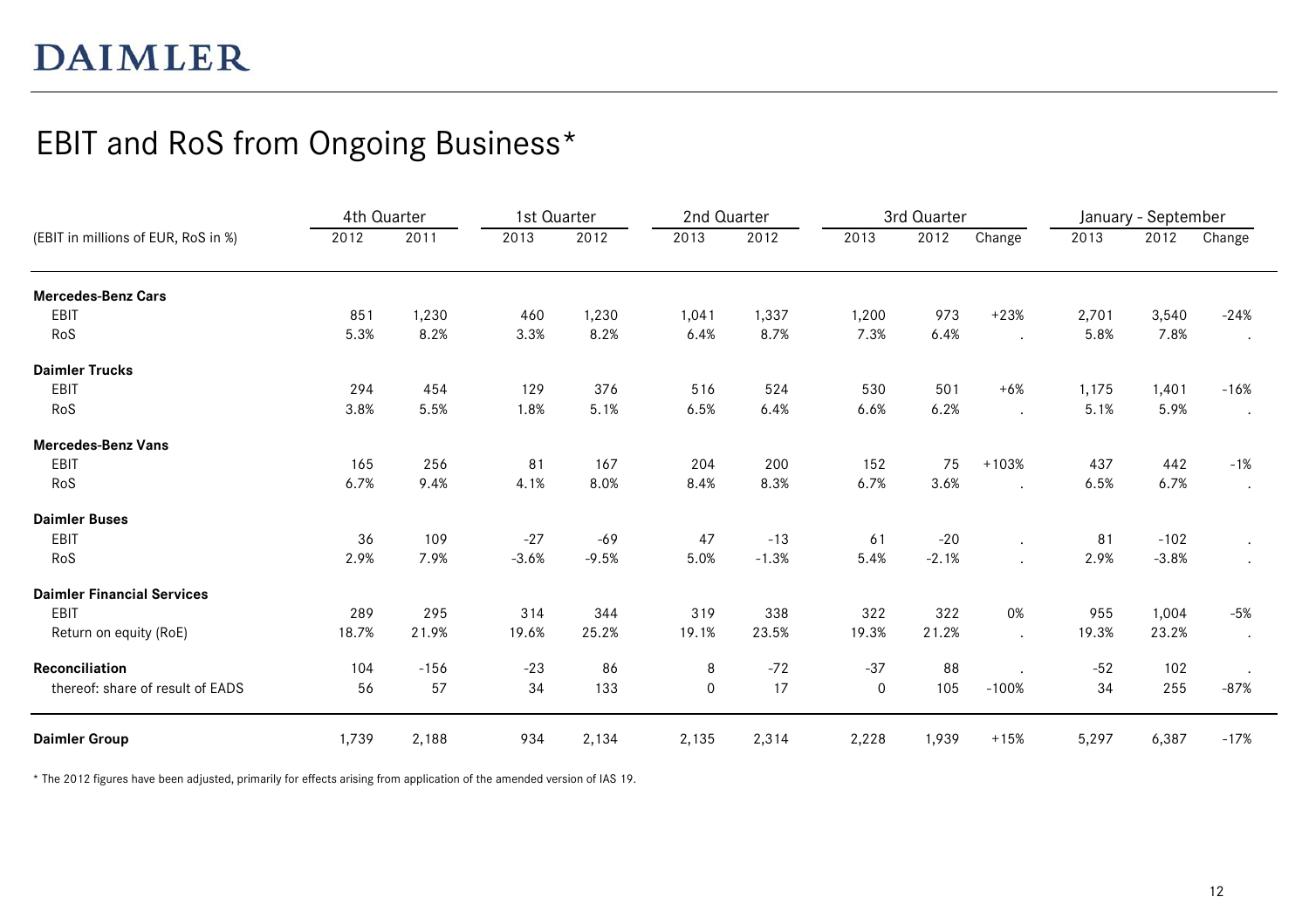# EBIT and RoS from Ongoing Business*

| (EBIT in millions of EUR, RoS in %) | 4th Quarter | | 1st Quarter | | 2nd Quarter | | 3rd Quarter | | | January - September | | |
|---|---|---|---|---|---|---|---|---|---|---|---|---|
| | 2012 | 2011 | 2013 | 2012 | 2013 | 2012 | 2013 | 2012 | Change | 2013 | 2012 | Change |
| **Mercedes-Benz Cars** | | | | | | | | | | | | |
| EBIT | 851 | 1,230 | 460 | 1,230 | 1,041 | 1,337 | 1,200 | 973 | +23% | 2,701 | 3,540 | -24% |
| RoS | 5.3% | 8.2% | 3.3% | 8.2% | 6.4% | 8.7% | 7.3% | 6.4% | . | 5.8% | 7.8% | . |
| **Daimler Trucks** | | | | | | | | | | | | |
| EBIT | 294 | 454 | 129 | 376 | 516 | 524 | 530 | 501 | +6% | 1,175 | 1,401 | -16% |
| RoS | 3.8% | 5.5% | 1.8% | 5.1% | 6.5% | 6.4% | 6.6% | 6.2% | . | 5.1% | 5.9% | . |
| **Mercedes-Benz Vans** | | | | | | | | | | | | |
| EBIT | 165 | 256 | 81 | 167 | 204 | 200 | 152 | 75 | +103% | 437 | 442 | -1% |
| RoS | 6.7% | 9.4% | 4.1% | 8.0% | 8.4% | 8.3% | 6.7% | 3.6% | . | 6.5% | 6.7% | . |
| **Daimler Buses** | | | | | | | | | | | | |
| EBIT | 36 | 109 | -27 | -69 | 47 | -13 | 61 | -20 | . | 81 | -102 | . |
| RoS | 2.9% | 7.9% | -3.6% | -9.5% | 5.0% | -1.3% | 5.4% | -2.1% | . | 2.9% | -3.8% | . |
| **Daimler Financial Services** | | | | | | | | | | | | |
| EBIT | 289 | 295 | 314 | 344 | 319 | 338 | 322 | 322 | 0% | 955 | 1,004 | -5% |
| Return on equity (RoE) | 18.7% | 21.9% | 19.6% | 25.2% | 19.1% | 23.5% | 19.3% | 21.2% | . | 19.3% | 23.2% | . |
| **Reconciliation** | 104 | -156 | -23 | 86 | 8 | -72 | -37 | 88 | . | -52 | 102 | . |
| thereof: share of result of EADS | 56 | 57 | 34 | 133 | 0 | 17 | 0 | 105 | -100% | 34 | 255 | -87% |
| **Daimler Group** | 1,739 | 2,188 | 934 | 2,134 | 2,135 | 2,314 | 2,228 | 1,939 | +15% | 5,297 | 6,387 | -17% |

* The 2012 figures have been adjusted, primarily for effects arising from application of the amended version of IAS 19.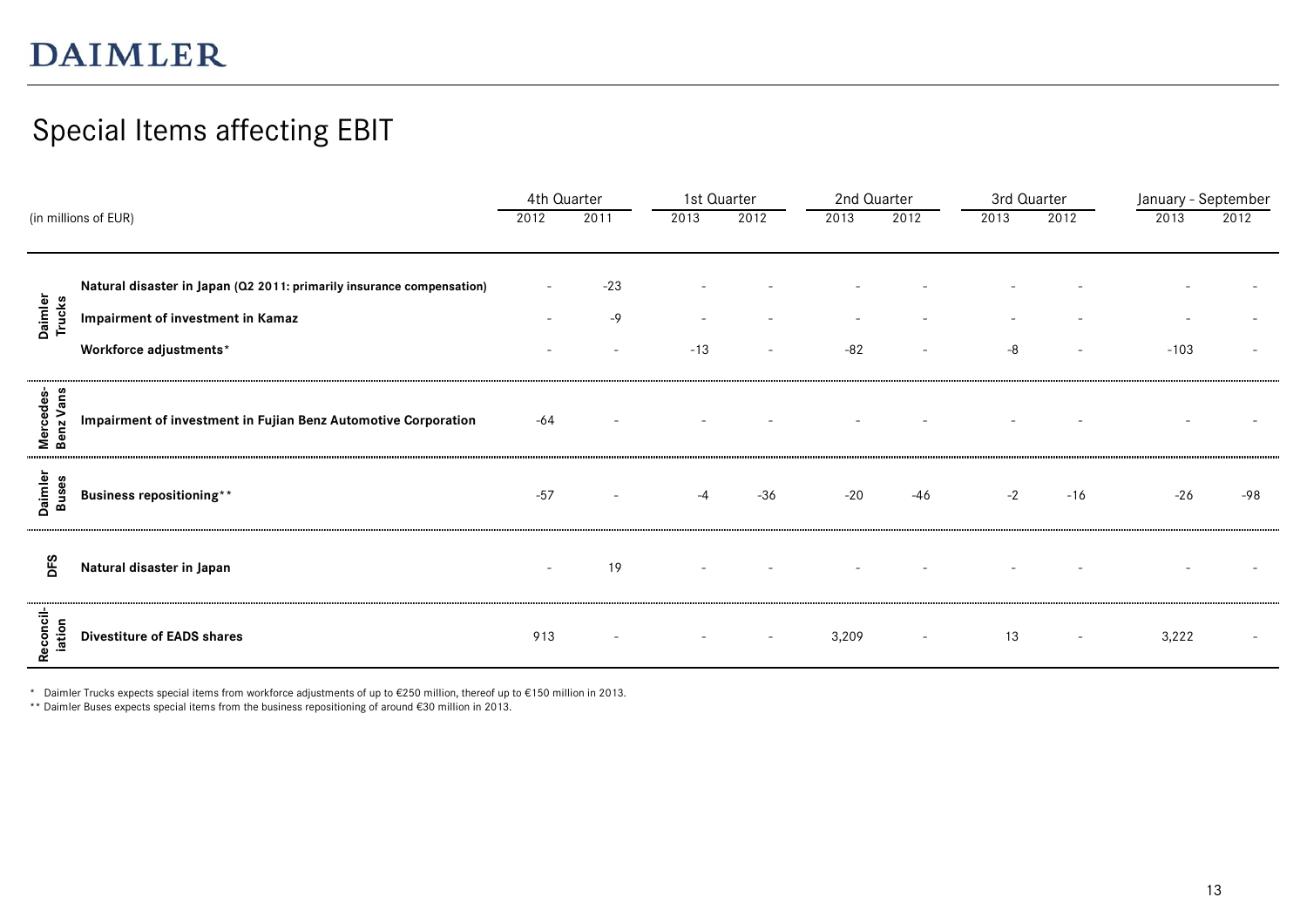# Special Items affecting EBIT

| (in millions of EUR) | | 4th Quarter | | 1st Quarter | | 2nd Quarter | | 3rd Quarter | | January - September | |
|---|---|---|---|---|---|---|---|---|---|---|---|
| | | 2012 | 2011 | 2013 | 2012 | 2013 | 2012 | 2013 | 2012 | 2013 | 2012 |
| Daimler Trucks | **Natural disaster in Japan** (Q2 2011: primarily insurance compensation) | - | -23 | - | - | - | - | - | - | - | - |
| | **Impairment of investment in Kamaz** | - | -9 | - | - | - | - | - | - | - | - |
| | **Workforce adjustments*** | - | - | -13 | - | -82 | - | -8 | - | -103 | - |
| Mercedes-Benz Vans | **Impairment of investment in Fujian Benz Automotive Corporation** | -64 | - | - | - | - | - | - | - | - | - |
| Daimler Buses | **Business repositioning**** | -57 | - | -4 | -36 | -20 | -46 | -2 | -16 | -26 | -98 |
| DFS | **Natural disaster in Japan** | - | 19 | - | - | - | - | - | - | - | - |
| Reconciliation | **Divestiture of EADS shares** | 913 | - | - | - | 3,209 | - | 13 | - | 3,222 | - |

\* Daimler Trucks expects special items from workforce adjustments of up to €250 million, thereof up to €150 million in 2013.

** Daimler Buses expects special items from the business repositioning of around €30 million in 2013.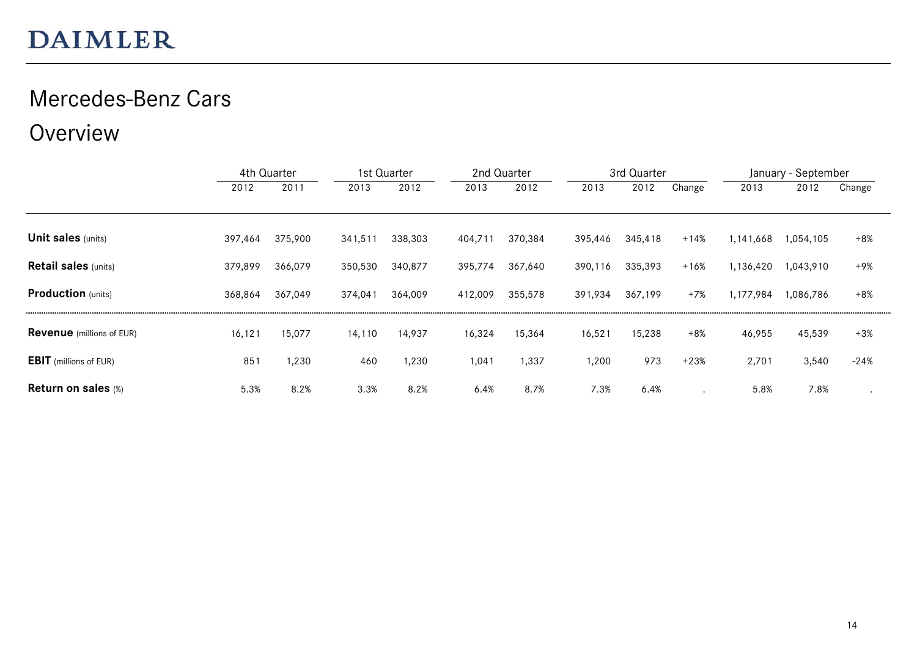DAIMLER

# Mercedes-Benz Cars

## Overview

| | 4th Quarter | | 1st Quarter | | 2nd Quarter | | 3rd Quarter | | | January - September | | |
|---|---|---|---|---|---|---|---|---|---|---|---|---|
| | 2012 | 2011 | 2013 | 2012 | 2013 | 2012 | 2013 | 2012 | Change | 2013 | 2012 | Change |
| **Unit sales** (units) | 397,464 | 375,900 | 341,511 | 338,303 | 404,711 | 370,384 | 395,446 | 345,418 | +14% | 1,141,668 | 1,054,105 | +8% |
| **Retail sales** (units) | 379,899 | 366,079 | 350,530 | 340,877 | 395,774 | 367,640 | 390,116 | 335,393 | +16% | 1,136,420 | 1,043,910 | +9% |
| **Production** (units) | 368,864 | 367,049 | 374,041 | 364,009 | 412,009 | 355,578 | 391,934 | 367,199 | +7% | 1,177,984 | 1,086,786 | +8% |
| **Revenue** (millions of EUR) | 16,121 | 15,077 | 14,110 | 14,937 | 16,324 | 15,364 | 16,521 | 15,238 | +8% | 46,955 | 45,539 | +3% |
| **EBIT** (millions of EUR) | 851 | 1,230 | 460 | 1,230 | 1,041 | 1,337 | 1,200 | 973 | +23% | 2,701 | 3,540 | -24% |
| **Return on sales** (%) | 5.3% | 8.2% | 3.3% | 8.2% | 6.4% | 8.7% | 7.3% | 6.4% | . | 5.8% | 7.8% | . |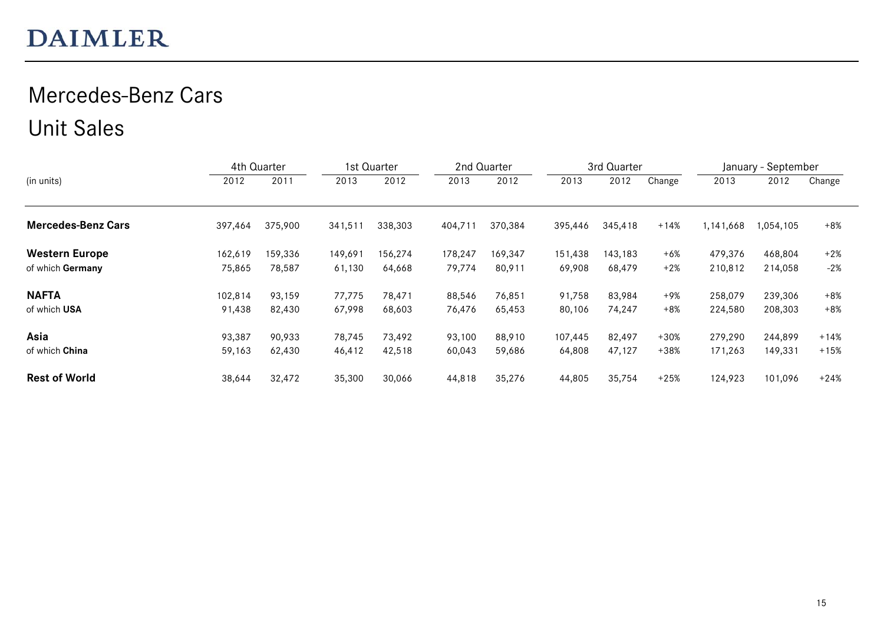DAIMLER

# Mercedes-Benz Cars

## Unit Sales

| (in units) | 4th Quarter | | 1st Quarter | | 2nd Quarter | | 3rd Quarter | | | January - September | | |
|---|---|---|---|---|---|---|---|---|---|---|---|---|
| | 2012 | 2011 | 2013 | 2012 | 2013 | 2012 | 2013 | 2012 | Change | 2013 | 2012 | Change |
| **Mercedes-Benz Cars** | 397,464 | 375,900 | 341,511 | 338,303 | 404,711 | 370,384 | 395,446 | 345,418 | +14% | 1,141,668 | 1,054,105 | +8% |
| **Western Europe** | 162,619 | 159,336 | 149,691 | 156,274 | 178,247 | 169,347 | 151,438 | 143,183 | +6% | 479,376 | 468,804 | +2% |
| of which **Germany** | 75,865 | 78,587 | 61,130 | 64,668 | 79,774 | 80,911 | 69,908 | 68,479 | +2% | 210,812 | 214,058 | -2% |
| **NAFTA** | 102,814 | 93,159 | 77,775 | 78,471 | 88,546 | 76,851 | 91,758 | 83,984 | +9% | 258,079 | 239,306 | +8% |
| of which **USA** | 91,438 | 82,430 | 67,998 | 68,603 | 76,476 | 65,453 | 80,106 | 74,247 | +8% | 224,580 | 208,303 | +8% |
| **Asia** | 93,387 | 90,933 | 78,745 | 73,492 | 93,100 | 88,910 | 107,445 | 82,497 | +30% | 279,290 | 244,899 | +14% |
| of which **China** | 59,163 | 62,430 | 46,412 | 42,518 | 60,043 | 59,686 | 64,808 | 47,127 | +38% | 171,263 | 149,331 | +15% |
| **Rest of World** | 38,644 | 32,472 | 35,300 | 30,066 | 44,818 | 35,276 | 44,805 | 35,754 | +25% | 124,923 | 101,096 | +24% |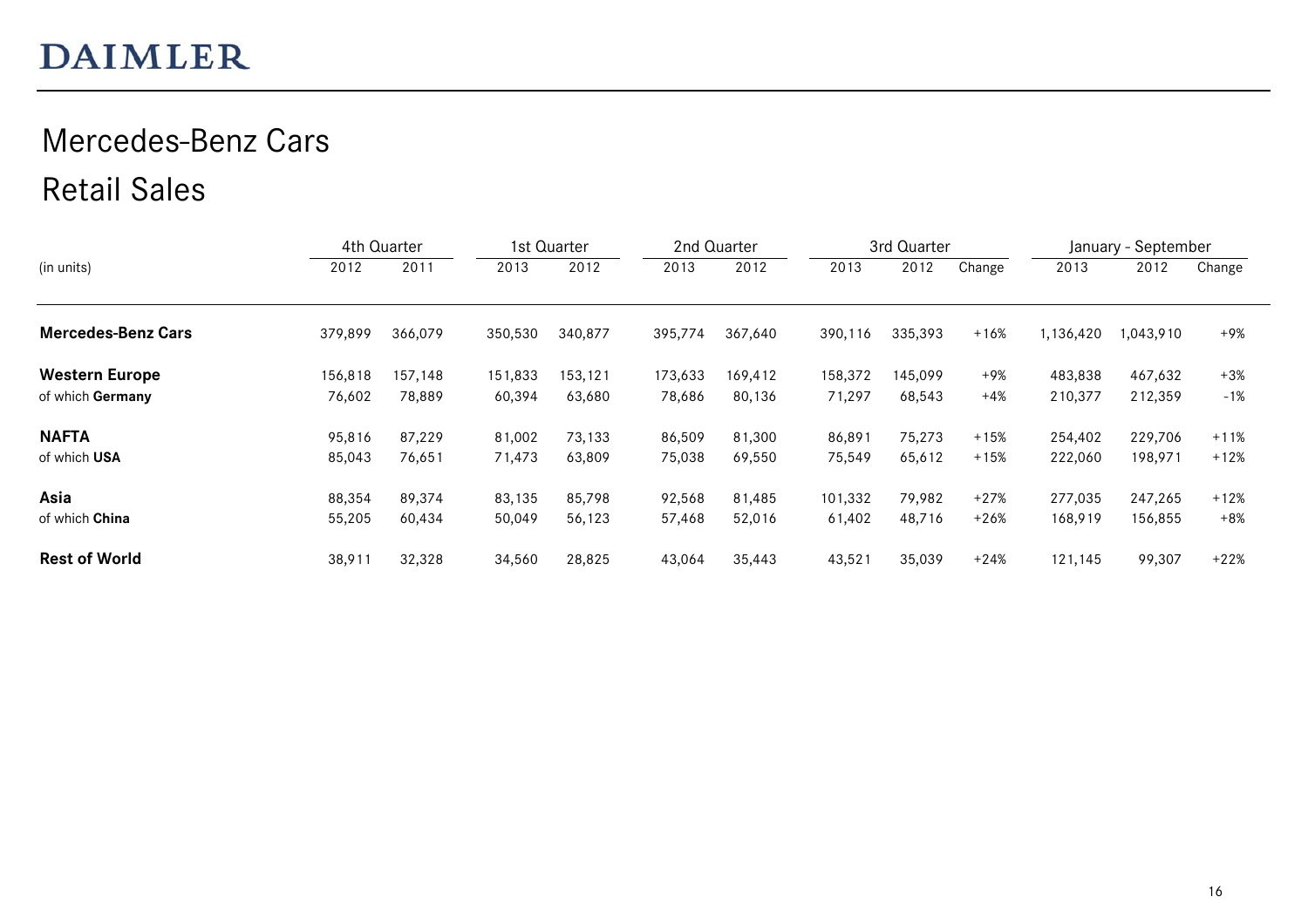DAIMLER

# Mercedes-Benz Cars
## Retail Sales

| (in units) | 4th Quarter | | 1st Quarter | | 2nd Quarter | | 3rd Quarter | | | January - September | | |
|---|---|---|---|---|---|---|---|---|---|---|---|---|
| | 2012 | 2011 | 2013 | 2012 | 2013 | 2012 | 2013 | 2012 | Change | 2013 | 2012 | Change |
| **Mercedes-Benz Cars** | 379,899 | 366,079 | 350,530 | 340,877 | 395,774 | 367,640 | 390,116 | 335,393 | +16% | 1,136,420 | 1,043,910 | +9% |
| **Western Europe** | 156,818 | 157,148 | 151,833 | 153,121 | 173,633 | 169,412 | 158,372 | 145,099 | +9% | 483,838 | 467,632 | +3% |
| of which **Germany** | 76,602 | 78,889 | 60,394 | 63,680 | 78,686 | 80,136 | 71,297 | 68,543 | +4% | 210,377 | 212,359 | -1% |
| **NAFTA** | 95,816 | 87,229 | 81,002 | 73,133 | 86,509 | 81,300 | 86,891 | 75,273 | +15% | 254,402 | 229,706 | +11% |
| of which **USA** | 85,043 | 76,651 | 71,473 | 63,809 | 75,038 | 69,550 | 75,549 | 65,612 | +15% | 222,060 | 198,971 | +12% |
| **Asia** | 88,354 | 89,374 | 83,135 | 85,798 | 92,568 | 81,485 | 101,332 | 79,982 | +27% | 277,035 | 247,265 | +12% |
| of which **China** | 55,205 | 60,434 | 50,049 | 56,123 | 57,468 | 52,016 | 61,402 | 48,716 | +26% | 168,919 | 156,855 | +8% |
| **Rest of World** | 38,911 | 32,328 | 34,560 | 28,825 | 43,064 | 35,443 | 43,521 | 35,039 | +24% | 121,145 | 99,307 | +22% |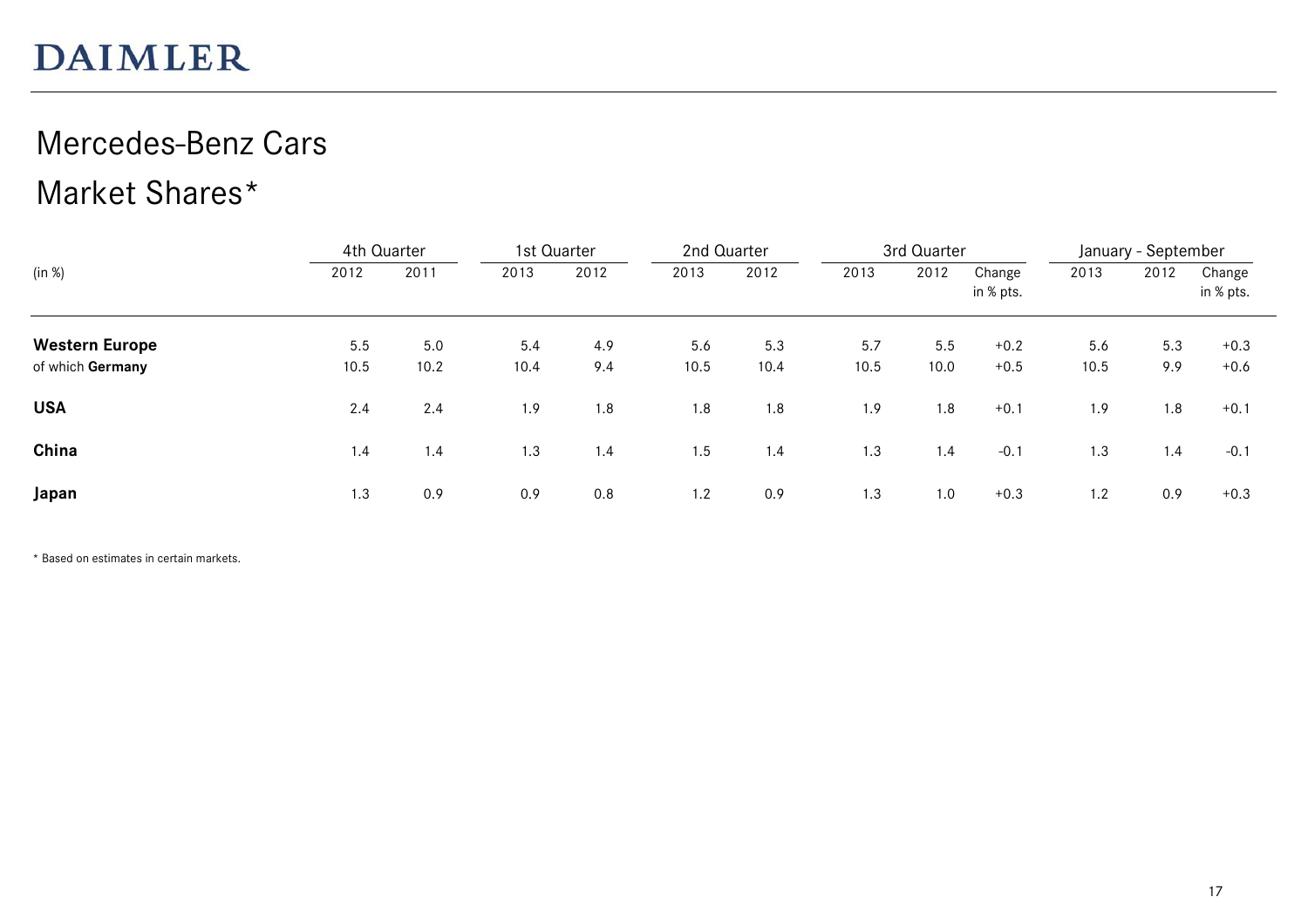DAIMLER

# Mercedes-Benz Cars

## Market Shares*

| (in %) | 4th Quarter | | 1st Quarter | | 2nd Quarter | | 3rd Quarter | | | January - September | | |
|---|---|---|---|---|---|---|---|---|---|---|---|---|
| | 2012 | 2011 | 2013 | 2012 | 2013 | 2012 | 2013 | 2012 | Change in % pts. | 2013 | 2012 | Change in % pts. |
| **Western Europe** | 5.5 | 5.0 | 5.4 | 4.9 | 5.6 | 5.3 | 5.7 | 5.5 | +0.2 | 5.6 | 5.3 | +0.3 |
| of which **Germany** | 10.5 | 10.2 | 10.4 | 9.4 | 10.5 | 10.4 | 10.5 | 10.0 | +0.5 | 10.5 | 9.9 | +0.6 |
| **USA** | 2.4 | 2.4 | 1.9 | 1.8 | 1.8 | 1.8 | 1.9 | 1.8 | +0.1 | 1.9 | 1.8 | +0.1 |
| **China** | 1.4 | 1.4 | 1.3 | 1.4 | 1.5 | 1.4 | 1.3 | 1.4 | -0.1 | 1.3 | 1.4 | -0.1 |
| **Japan** | 1.3 | 0.9 | 0.9 | 0.8 | 1.2 | 0.9 | 1.3 | 1.0 | +0.3 | 1.2 | 0.9 | +0.3 |

* Based on estimates in certain markets.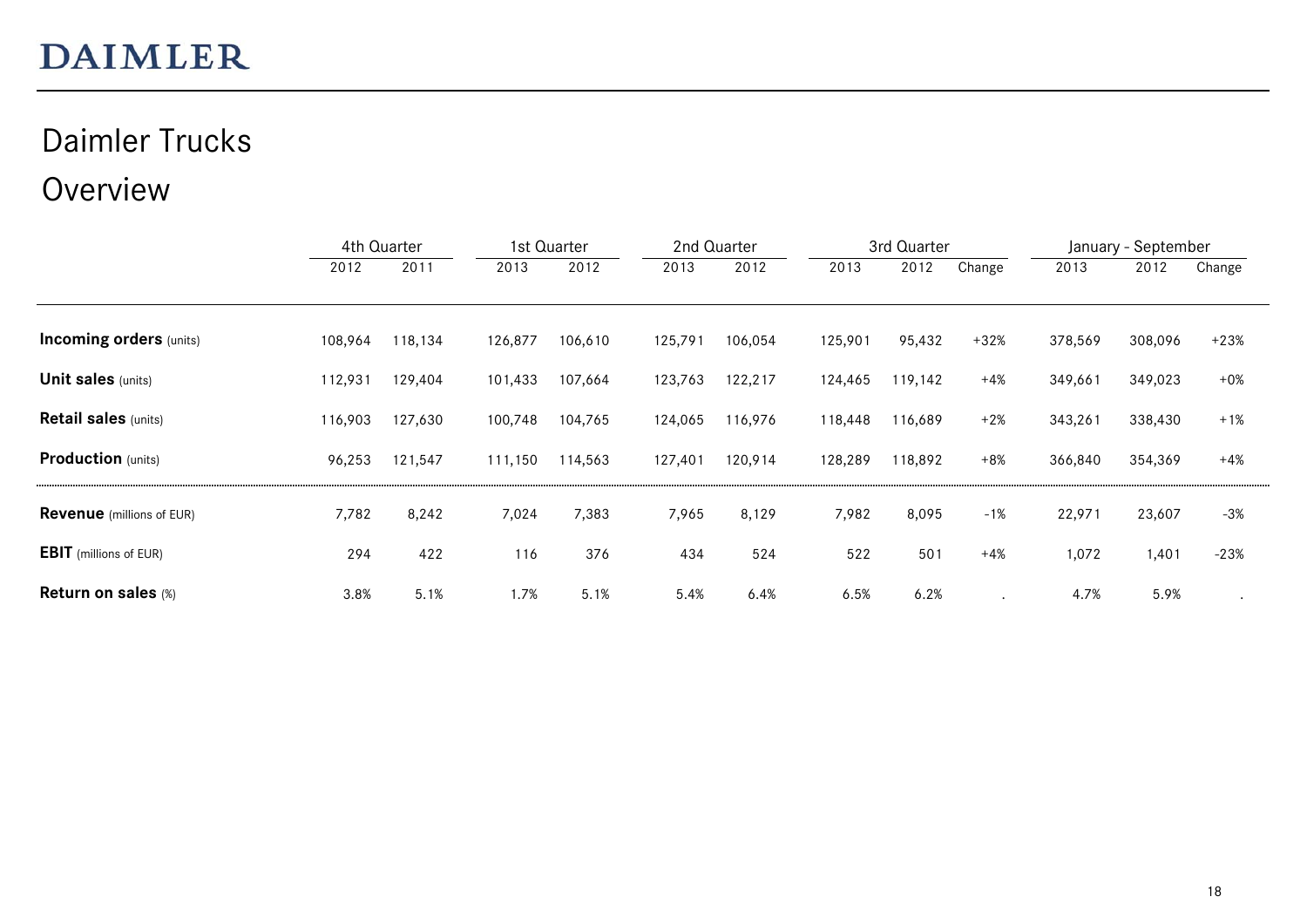# DAIMLER

## Daimler Trucks

## Overview

| | 4th Quarter | | 1st Quarter | | 2nd Quarter | | 3rd Quarter | | | January - September | | |
|---|---|---|---|---|---|---|---|---|---|---|---|---|
| | 2012 | 2011 | 2013 | 2012 | 2013 | 2012 | 2013 | 2012 | Change | 2013 | 2012 | Change |
| **Incoming orders** (units) | 108,964 | 118,134 | 126,877 | 106,610 | 125,791 | 106,054 | 125,901 | 95,432 | +32% | 378,569 | 308,096 | +23% |
| **Unit sales** (units) | 112,931 | 129,404 | 101,433 | 107,664 | 123,763 | 122,217 | 124,465 | 119,142 | +4% | 349,661 | 349,023 | +0% |
| **Retail sales** (units) | 116,903 | 127,630 | 100,748 | 104,765 | 124,065 | 116,976 | 118,448 | 116,689 | +2% | 343,261 | 338,430 | +1% |
| **Production** (units) | 96,253 | 121,547 | 111,150 | 114,563 | 127,401 | 120,914 | 128,289 | 118,892 | +8% | 366,840 | 354,369 | +4% |
| **Revenue** (millions of EUR) | 7,782 | 8,242 | 7,024 | 7,383 | 7,965 | 8,129 | 7,982 | 8,095 | -1% | 22,971 | 23,607 | -3% |
| **EBIT** (millions of EUR) | 294 | 422 | 116 | 376 | 434 | 524 | 522 | 501 | +4% | 1,072 | 1,401 | -23% |
| **Return on sales** (%) | 3.8% | 5.1% | 1.7% | 5.1% | 5.4% | 6.4% | 6.5% | 6.2% | . | 4.7% | 5.9% | . |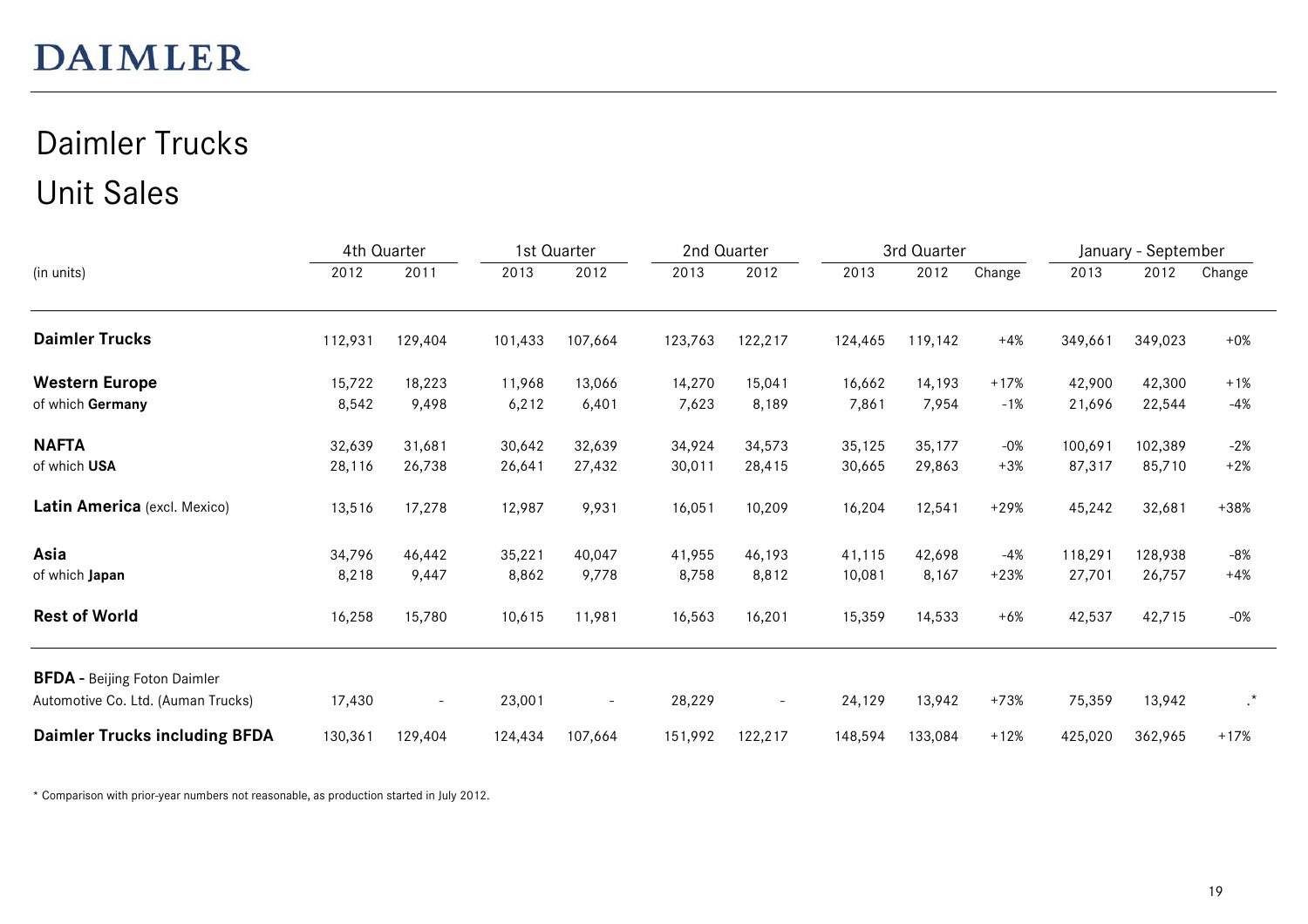# DAIMLER

## Daimler Trucks
## Unit Sales

| (in units) | 4th Quarter 2012 | 4th Quarter 2011 | 1st Quarter 2013 | 1st Quarter 2012 | 2nd Quarter 2013 | 2nd Quarter 2012 | 3rd Quarter 2013 | 3rd Quarter 2012 | 3rd Quarter Change | January - September 2013 | January - September 2012 | January - September Change |
|---|---|---|---|---|---|---|---|---|---|---|---|---|
| **Daimler Trucks** | 112,931 | 129,404 | 101,433 | 107,664 | 123,763 | 122,217 | 124,465 | 119,142 | +4% | 349,661 | 349,023 | +0% |
| **Western Europe** | 15,722 | 18,223 | 11,968 | 13,066 | 14,270 | 15,041 | 16,662 | 14,193 | +17% | 42,900 | 42,300 | +1% |
| of which **Germany** | 8,542 | 9,498 | 6,212 | 6,401 | 7,623 | 8,189 | 7,861 | 7,954 | -1% | 21,696 | 22,544 | -4% |
| **NAFTA** | 32,639 | 31,681 | 30,642 | 32,639 | 34,924 | 34,573 | 35,125 | 35,177 | -0% | 100,691 | 102,389 | -2% |
| of which **USA** | 28,116 | 26,738 | 26,641 | 27,432 | 30,011 | 28,415 | 30,665 | 29,863 | +3% | 87,317 | 85,710 | +2% |
| **Latin America** (excl. Mexico) | 13,516 | 17,278 | 12,987 | 9,931 | 16,051 | 10,209 | 16,204 | 12,541 | +29% | 45,242 | 32,681 | +38% |
| **Asia** | 34,796 | 46,442 | 35,221 | 40,047 | 41,955 | 46,193 | 41,115 | 42,698 | -4% | 118,291 | 128,938 | -8% |
| of which **Japan** | 8,218 | 9,447 | 8,862 | 9,778 | 8,758 | 8,812 | 10,081 | 8,167 | +23% | 27,701 | 26,757 | +4% |
| **Rest of World** | 16,258 | 15,780 | 10,615 | 11,981 | 16,563 | 16,201 | 15,359 | 14,533 | +6% | 42,537 | 42,715 | -0% |
| **BFDA** - Beijing Foton Daimler Automotive Co. Ltd. (Auman Trucks) | 17,430 | - | 23,001 | - | 28,229 | - | 24,129 | 13,942 | +73% | 75,359 | 13,942 | .* |
| **Daimler Trucks including BFDA** | 130,361 | 129,404 | 124,434 | 107,664 | 151,992 | 122,217 | 148,594 | 133,084 | +12% | 425,020 | 362,965 | +17% |

* Comparison with prior-year numbers not reasonable, as production started in July 2012.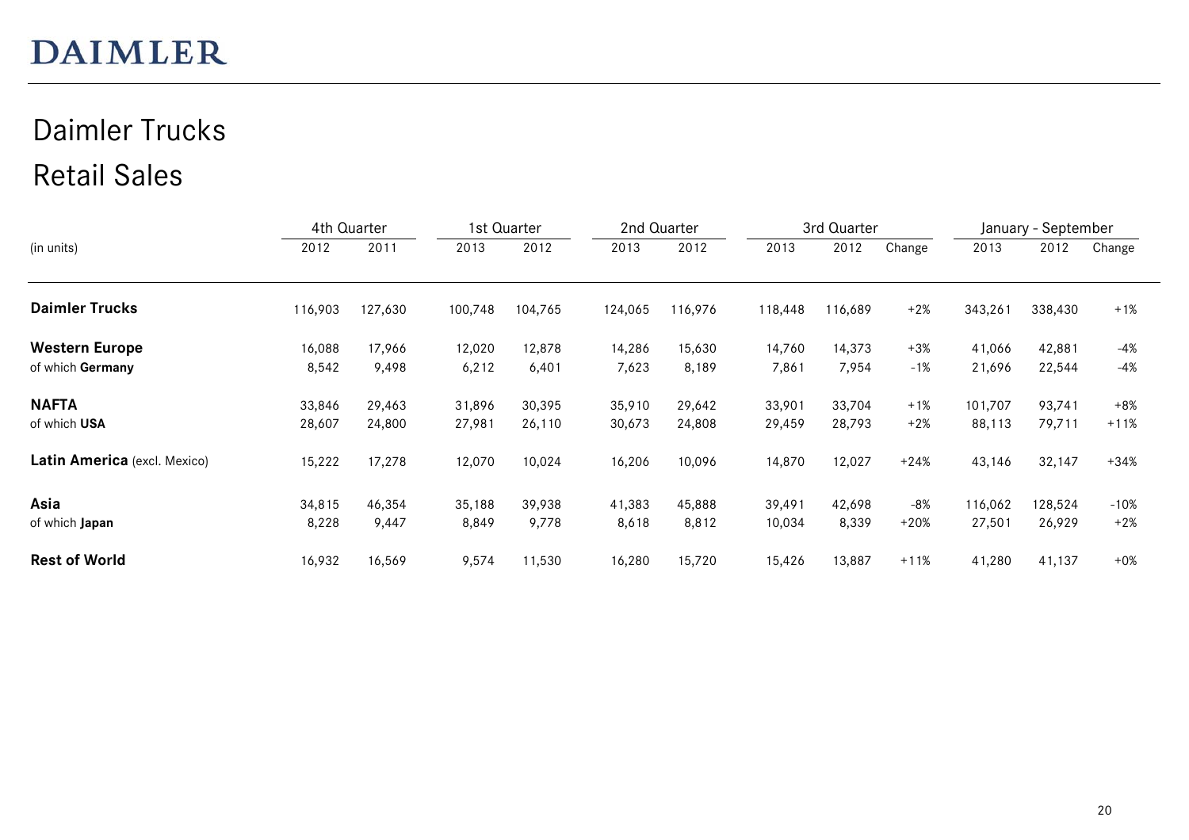DAIMLER

# Daimler Trucks
## Retail Sales

| (in units) | 4th Quarter | | 1st Quarter | | 2nd Quarter | | 3rd Quarter | | | January - September | | |
|---|---|---|---|---|---|---|---|---|---|---|---|---|
| | 2012 | 2011 | 2013 | 2012 | 2013 | 2012 | 2013 | 2012 | Change | 2013 | 2012 | Change |
| **Daimler Trucks** | 116,903 | 127,630 | 100,748 | 104,765 | 124,065 | 116,976 | 118,448 | 116,689 | +2% | 343,261 | 338,430 | +1% |
| **Western Europe** | 16,088 | 17,966 | 12,020 | 12,878 | 14,286 | 15,630 | 14,760 | 14,373 | +3% | 41,066 | 42,881 | -4% |
| of which **Germany** | 8,542 | 9,498 | 6,212 | 6,401 | 7,623 | 8,189 | 7,861 | 7,954 | -1% | 21,696 | 22,544 | -4% |
| **NAFTA** | 33,846 | 29,463 | 31,896 | 30,395 | 35,910 | 29,642 | 33,901 | 33,704 | +1% | 101,707 | 93,741 | +8% |
| of which **USA** | 28,607 | 24,800 | 27,981 | 26,110 | 30,673 | 24,808 | 29,459 | 28,793 | +2% | 88,113 | 79,711 | +11% |
| **Latin America** (excl. Mexico) | 15,222 | 17,278 | 12,070 | 10,024 | 16,206 | 10,096 | 14,870 | 12,027 | +24% | 43,146 | 32,147 | +34% |
| **Asia** | 34,815 | 46,354 | 35,188 | 39,938 | 41,383 | 45,888 | 39,491 | 42,698 | -8% | 116,062 | 128,524 | -10% |
| of which **Japan** | 8,228 | 9,447 | 8,849 | 9,778 | 8,618 | 8,812 | 10,034 | 8,339 | +20% | 27,501 | 26,929 | +2% |
| **Rest of World** | 16,932 | 16,569 | 9,574 | 11,530 | 16,280 | 15,720 | 15,426 | 13,887 | +11% | 41,280 | 41,137 | +0% |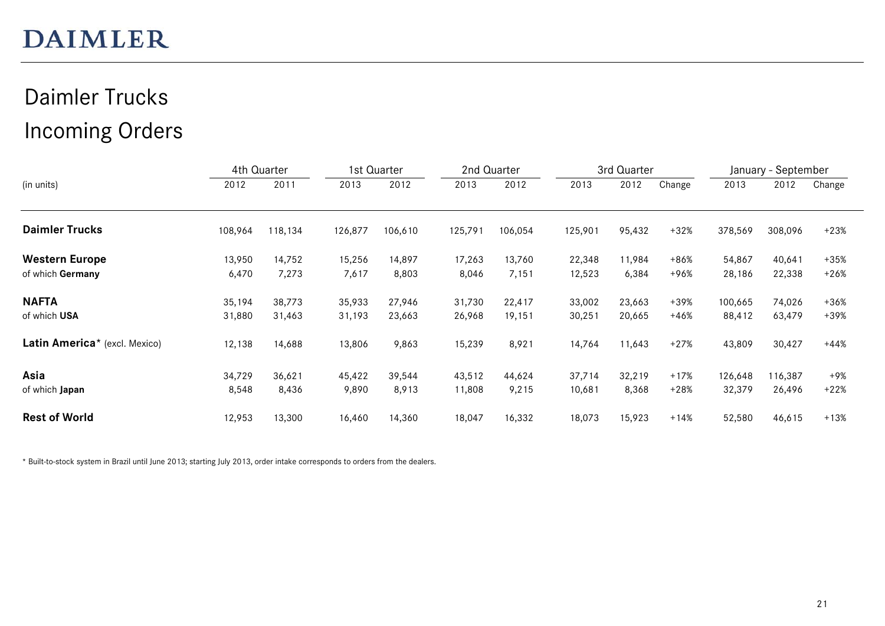DAIMLER

# Daimler Trucks
## Incoming Orders

| (in units) | 4th Quarter | | 1st Quarter | | 2nd Quarter | | 3rd Quarter | | | January - September | | |
|---|---|---|---|---|---|---|---|---|---|---|---|---|
| | 2012 | 2011 | 2013 | 2012 | 2013 | 2012 | 2013 | 2012 | Change | 2013 | 2012 | Change |
| **Daimler Trucks** | 108,964 | 118,134 | 126,877 | 106,610 | 125,791 | 106,054 | 125,901 | 95,432 | +32% | 378,569 | 308,096 | +23% |
| **Western Europe** | 13,950 | 14,752 | 15,256 | 14,897 | 17,263 | 13,760 | 22,348 | 11,984 | +86% | 54,867 | 40,641 | +35% |
| of which **Germany** | 6,470 | 7,273 | 7,617 | 8,803 | 8,046 | 7,151 | 12,523 | 6,384 | +96% | 28,186 | 22,338 | +26% |
| **NAFTA** | 35,194 | 38,773 | 35,933 | 27,946 | 31,730 | 22,417 | 33,002 | 23,663 | +39% | 100,665 | 74,026 | +36% |
| of which **USA** | 31,880 | 31,463 | 31,193 | 23,663 | 26,968 | 19,151 | 30,251 | 20,665 | +46% | 88,412 | 63,479 | +39% |
| **Latin America*** (excl. Mexico) | 12,138 | 14,688 | 13,806 | 9,863 | 15,239 | 8,921 | 14,764 | 11,643 | +27% | 43,809 | 30,427 | +44% |
| **Asia** | 34,729 | 36,621 | 45,422 | 39,544 | 43,512 | 44,624 | 37,714 | 32,219 | +17% | 126,648 | 116,387 | +9% |
| of which **Japan** | 8,548 | 8,436 | 9,890 | 8,913 | 11,808 | 9,215 | 10,681 | 8,368 | +28% | 32,379 | 26,496 | +22% |
| **Rest of World** | 12,953 | 13,300 | 16,460 | 14,360 | 18,047 | 16,332 | 18,073 | 15,923 | +14% | 52,580 | 46,615 | +13% |

* Built-to-stock system in Brazil until June 2013; starting July 2013, order intake corresponds to orders from the dealers.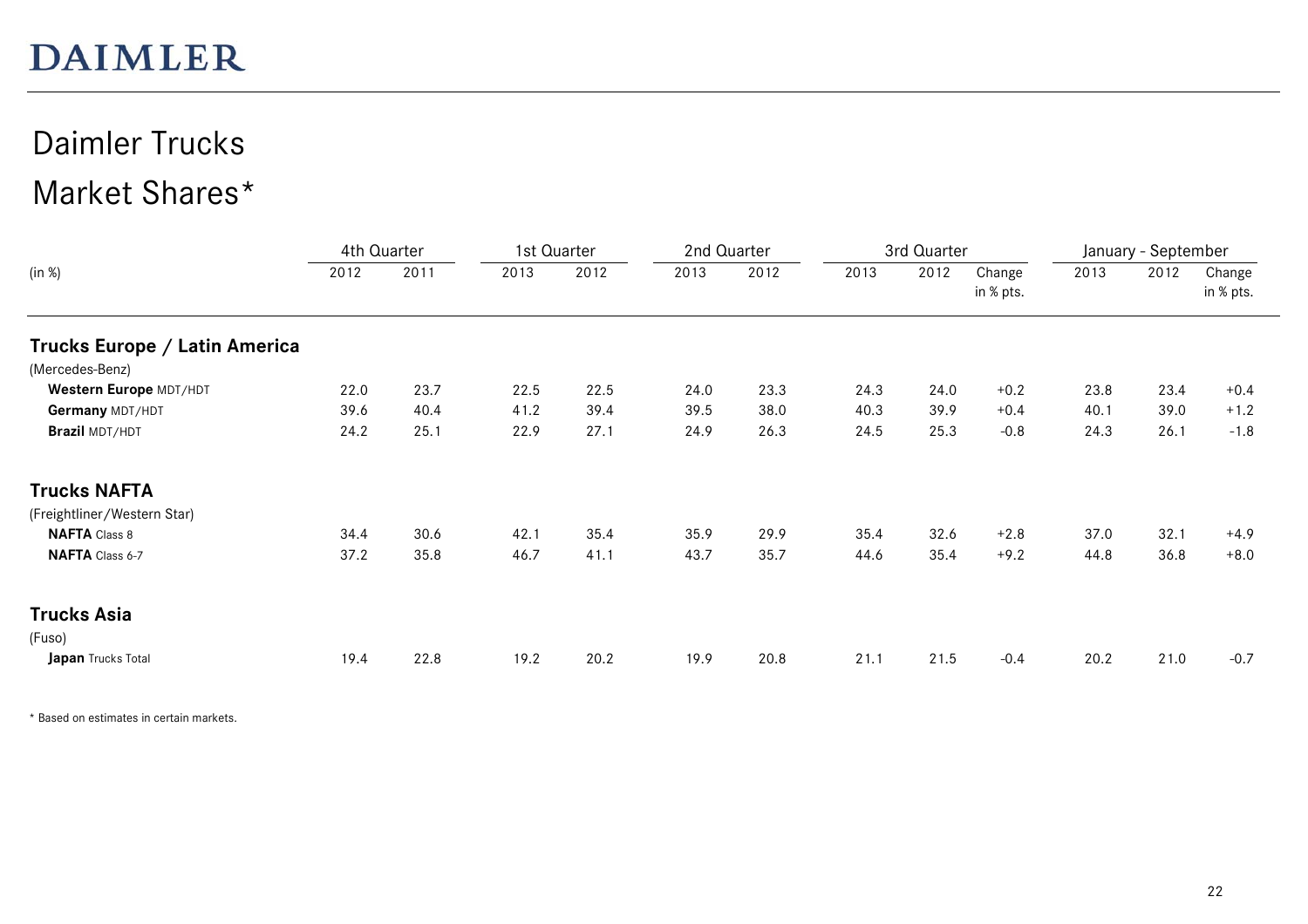DAIMLER

# Daimler Trucks
# Market Shares*

| (in %) | 4th Quarter | | 1st Quarter | | 2nd Quarter | | 3rd Quarter | | | January - September | | |
|---|---|---|---|---|---|---|---|---|---|---|---|---|
| | 2012 | 2011 | 2013 | 2012 | 2013 | 2012 | 2013 | 2012 | Change in % pts. | 2013 | 2012 | Change in % pts. |
| **Trucks Europe / Latin America** | | | | | | | | | | | | |
| (Mercedes-Benz) | | | | | | | | | | | | |
| **Western Europe** MDT/HDT | 22.0 | 23.7 | 22.5 | 22.5 | 24.0 | 23.3 | 24.3 | 24.0 | +0.2 | 23.8 | 23.4 | +0.4 |
| **Germany** MDT/HDT | 39.6 | 40.4 | 41.2 | 39.4 | 39.5 | 38.0 | 40.3 | 39.9 | +0.4 | 40.1 | 39.0 | +1.2 |
| **Brazil** MDT/HDT | 24.2 | 25.1 | 22.9 | 27.1 | 24.9 | 26.3 | 24.5 | 25.3 | -0.8 | 24.3 | 26.1 | -1.8 |
| **Trucks NAFTA** | | | | | | | | | | | | |
| (Freightliner/Western Star) | | | | | | | | | | | | |
| **NAFTA** Class 8 | 34.4 | 30.6 | 42.1 | 35.4 | 35.9 | 29.9 | 35.4 | 32.6 | +2.8 | 37.0 | 32.1 | +4.9 |
| **NAFTA** Class 6-7 | 37.2 | 35.8 | 46.7 | 41.1 | 43.7 | 35.7 | 44.6 | 35.4 | +9.2 | 44.8 | 36.8 | +8.0 |
| **Trucks Asia** | | | | | | | | | | | | |
| (Fuso) | | | | | | | | | | | | |
| **Japan** Trucks Total | 19.4 | 22.8 | 19.2 | 20.2 | 19.9 | 20.8 | 21.1 | 21.5 | -0.4 | 20.2 | 21.0 | -0.7 |

* Based on estimates in certain markets.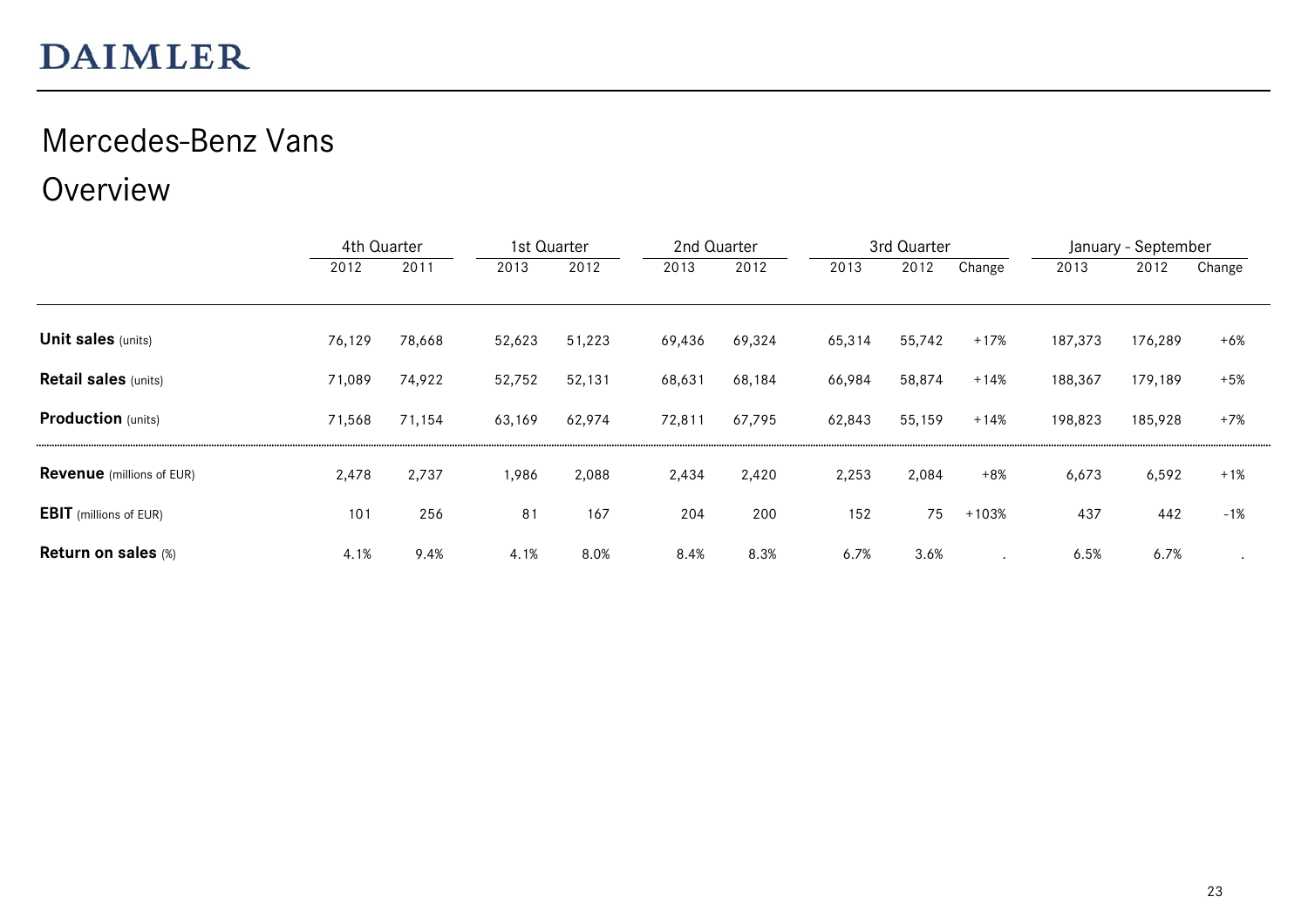# Mercedes-Benz Vans

## Overview

| | 4th Quarter | | 1st Quarter | | 2nd Quarter | | 3rd Quarter | | | January - September | | |
|---|---|---|---|---|---|---|---|---|---|---|---|---|
| | 2012 | 2011 | 2013 | 2012 | 2013 | 2012 | 2013 | 2012 | Change | 2013 | 2012 | Change |
| **Unit sales** (units) | 76,129 | 78,668 | 52,623 | 51,223 | 69,436 | 69,324 | 65,314 | 55,742 | +17% | 187,373 | 176,289 | +6% |
| **Retail sales** (units) | 71,089 | 74,922 | 52,752 | 52,131 | 68,631 | 68,184 | 66,984 | 58,874 | +14% | 188,367 | 179,189 | +5% |
| **Production** (units) | 71,568 | 71,154 | 63,169 | 62,974 | 72,811 | 67,795 | 62,843 | 55,159 | +14% | 198,823 | 185,928 | +7% |
| **Revenue** (millions of EUR) | 2,478 | 2,737 | 1,986 | 2,088 | 2,434 | 2,420 | 2,253 | 2,084 | +8% | 6,673 | 6,592 | +1% |
| **EBIT** (millions of EUR) | 101 | 256 | 81 | 167 | 204 | 200 | 152 | 75 | +103% | 437 | 442 | -1% |
| **Return on sales** (%) | 4.1% | 9.4% | 4.1% | 8.0% | 8.4% | 8.3% | 6.7% | 3.6% | . | 6.5% | 6.7% | . |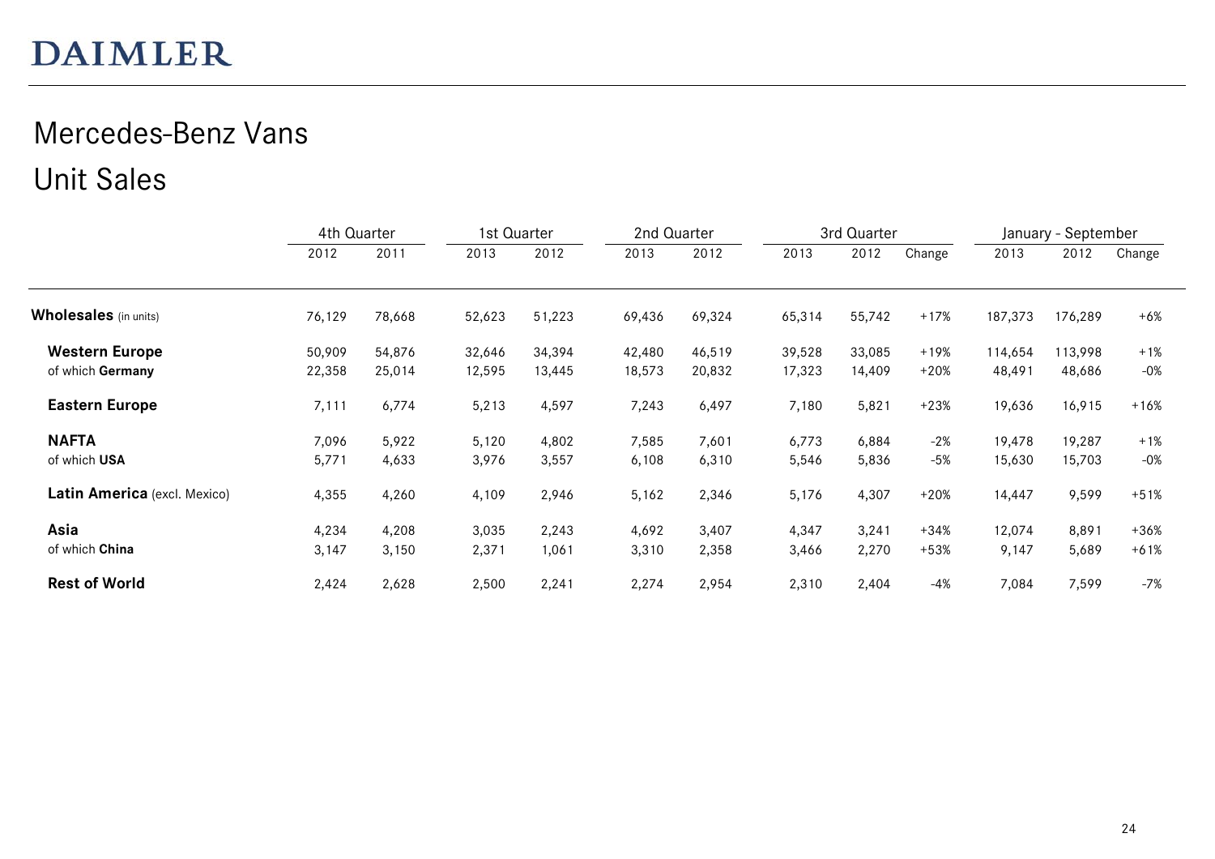DAIMLER

# Mercedes-Benz Vans

## Unit Sales

| | 4th Quarter | | 1st Quarter | | 2nd Quarter | | 3rd Quarter | | | January - September | | |
|---|---|---|---|---|---|---|---|---|---|---|---|---|
| | 2012 | 2011 | 2013 | 2012 | 2013 | 2012 | 2013 | 2012 | Change | 2013 | 2012 | Change |
| **Wholesales** (in units) | 76,129 | 78,668 | 52,623 | 51,223 | 69,436 | 69,324 | 65,314 | 55,742 | +17% | 187,373 | 176,289 | +6% |
| **Western Europe** | 50,909 | 54,876 | 32,646 | 34,394 | 42,480 | 46,519 | 39,528 | 33,085 | +19% | 114,654 | 113,998 | +1% |
| of which **Germany** | 22,358 | 25,014 | 12,595 | 13,445 | 18,573 | 20,832 | 17,323 | 14,409 | +20% | 48,491 | 48,686 | -0% |
| **Eastern Europe** | 7,111 | 6,774 | 5,213 | 4,597 | 7,243 | 6,497 | 7,180 | 5,821 | +23% | 19,636 | 16,915 | +16% |
| **NAFTA** | 7,096 | 5,922 | 5,120 | 4,802 | 7,585 | 7,601 | 6,773 | 6,884 | -2% | 19,478 | 19,287 | +1% |
| of which **USA** | 5,771 | 4,633 | 3,976 | 3,557 | 6,108 | 6,310 | 5,546 | 5,836 | -5% | 15,630 | 15,703 | -0% |
| **Latin America** (excl. Mexico) | 4,355 | 4,260 | 4,109 | 2,946 | 5,162 | 2,346 | 5,176 | 4,307 | +20% | 14,447 | 9,599 | +51% |
| **Asia** | 4,234 | 4,208 | 3,035 | 2,243 | 4,692 | 3,407 | 4,347 | 3,241 | +34% | 12,074 | 8,891 | +36% |
| of which **China** | 3,147 | 3,150 | 2,371 | 1,061 | 3,310 | 2,358 | 3,466 | 2,270 | +53% | 9,147 | 5,689 | +61% |
| **Rest of World** | 2,424 | 2,628 | 2,500 | 2,241 | 2,274 | 2,954 | 2,310 | 2,404 | -4% | 7,084 | 7,599 | -7% |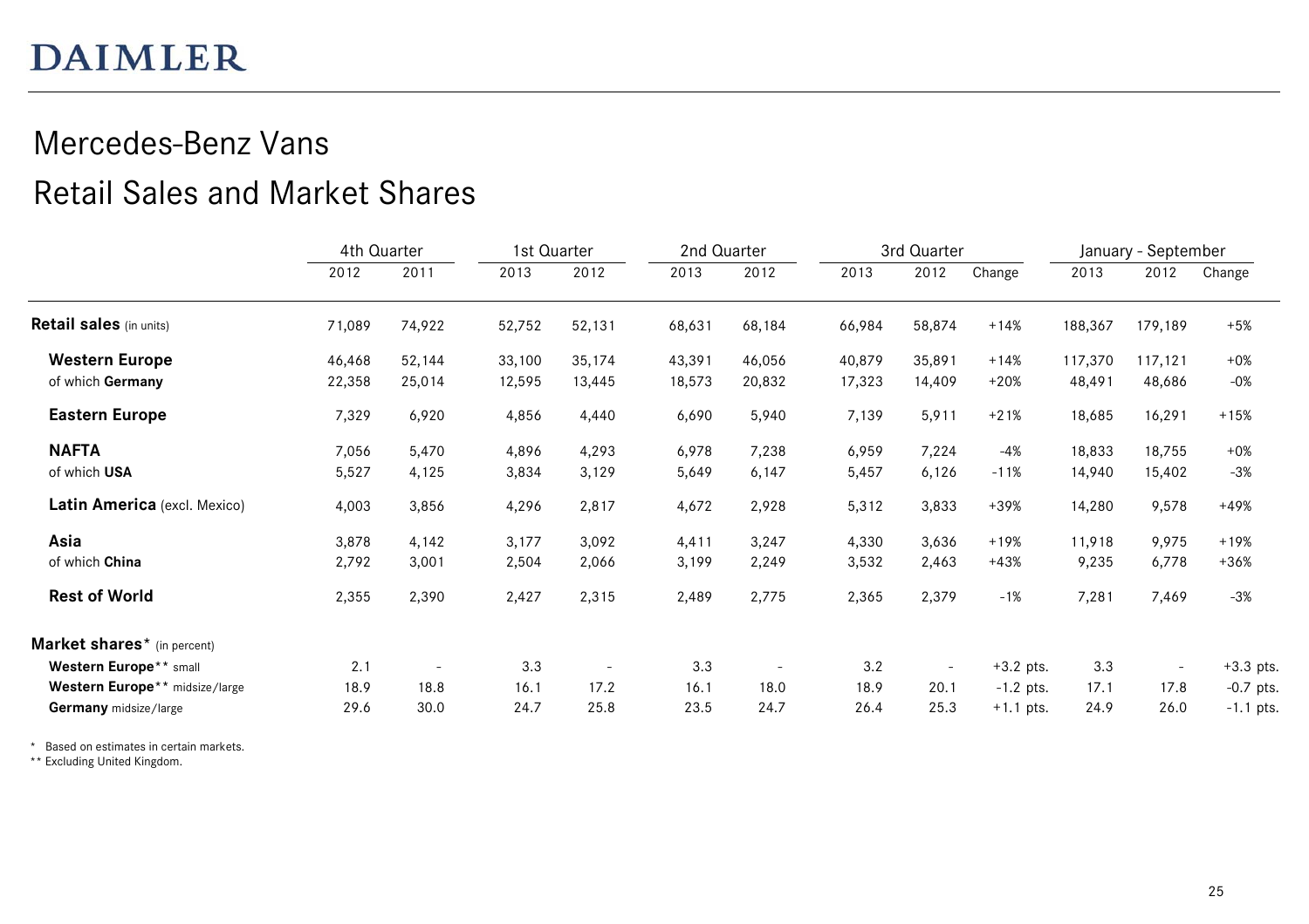DAIMLER

# Mercedes-Benz Vans

## Retail Sales and Market Shares

| | 4th Quarter | | 1st Quarter | | 2nd Quarter | | 3rd Quarter | | | January - September | | |
|---|---|---|---|---|---|---|---|---|---|---|---|---|
| | 2012 | 2011 | 2013 | 2012 | 2013 | 2012 | 2013 | 2012 | Change | 2013 | 2012 | Change |
| **Retail sales** (in units) | 71,089 | 74,922 | 52,752 | 52,131 | 68,631 | 68,184 | 66,984 | 58,874 | +14% | 188,367 | 179,189 | +5% |
| **Western Europe** | 46,468 | 52,144 | 33,100 | 35,174 | 43,391 | 46,056 | 40,879 | 35,891 | +14% | 117,370 | 117,121 | +0% |
| of which **Germany** | 22,358 | 25,014 | 12,595 | 13,445 | 18,573 | 20,832 | 17,323 | 14,409 | +20% | 48,491 | 48,686 | -0% |
| **Eastern Europe** | 7,329 | 6,920 | 4,856 | 4,440 | 6,690 | 5,940 | 7,139 | 5,911 | +21% | 18,685 | 16,291 | +15% |
| **NAFTA** | 7,056 | 5,470 | 4,896 | 4,293 | 6,978 | 7,238 | 6,959 | 7,224 | -4% | 18,833 | 18,755 | +0% |
| of which **USA** | 5,527 | 4,125 | 3,834 | 3,129 | 5,649 | 6,147 | 5,457 | 6,126 | -11% | 14,940 | 15,402 | -3% |
| **Latin America** (excl. Mexico) | 4,003 | 3,856 | 4,296 | 2,817 | 4,672 | 2,928 | 5,312 | 3,833 | +39% | 14,280 | 9,578 | +49% |
| **Asia** | 3,878 | 4,142 | 3,177 | 3,092 | 4,411 | 3,247 | 4,330 | 3,636 | +19% | 11,918 | 9,975 | +19% |
| of which **China** | 2,792 | 3,001 | 2,504 | 2,066 | 3,199 | 2,249 | 3,532 | 2,463 | +43% | 9,235 | 6,778 | +36% |
| **Rest of World** | 2,355 | 2,390 | 2,427 | 2,315 | 2,489 | 2,775 | 2,365 | 2,379 | -1% | 7,281 | 7,469 | -3% |
| **Market shares*** (in percent) | | | | | | | | | | | | |
| **Western Europe**** small | 2.1 | - | 3.3 | - | 3.3 | - | 3.2 | - | +3.2 pts. | 3.3 | - | +3.3 pts. |
| **Western Europe**** midsize/large | 18.9 | 18.8 | 16.1 | 17.2 | 16.1 | 18.0 | 18.9 | 20.1 | -1.2 pts. | 17.1 | 17.8 | -0.7 pts. |
| **Germany** midsize/large | 29.6 | 30.0 | 24.7 | 25.8 | 23.5 | 24.7 | 26.4 | 25.3 | +1.1 pts. | 24.9 | 26.0 | -1.1 pts. |

\* Based on estimates in certain markets.
** Excluding United Kingdom.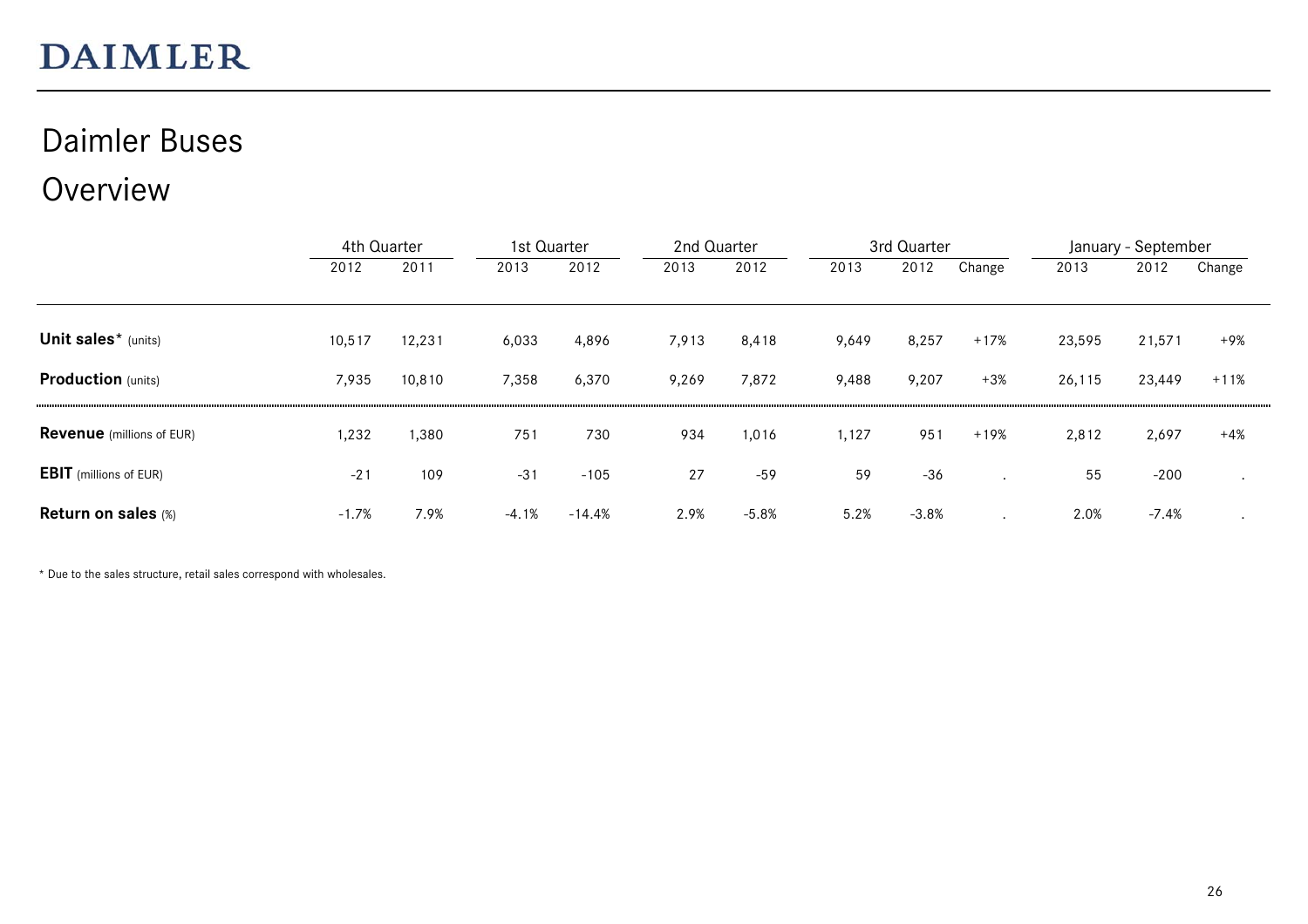DAIMLER

# Daimler Buses

## Overview

| | 4th Quarter | | 1st Quarter | | 2nd Quarter | | 3rd Quarter | | | January - September | | |
|---|---|---|---|---|---|---|---|---|---|---|---|---|
| | 2012 | 2011 | 2013 | 2012 | 2013 | 2012 | 2013 | 2012 | Change | 2013 | 2012 | Change |
| **Unit sales*** (units) | 10,517 | 12,231 | 6,033 | 4,896 | 7,913 | 8,418 | 9,649 | 8,257 | +17% | 23,595 | 21,571 | +9% |
| **Production** (units) | 7,935 | 10,810 | 7,358 | 6,370 | 9,269 | 7,872 | 9,488 | 9,207 | +3% | 26,115 | 23,449 | +11% |
| **Revenue** (millions of EUR) | 1,232 | 1,380 | 751 | 730 | 934 | 1,016 | 1,127 | 951 | +19% | 2,812 | 2,697 | +4% |
| **EBIT** (millions of EUR) | -21 | 109 | -31 | -105 | 27 | -59 | 59 | -36 | . | 55 | -200 | . |
| **Return on sales** (%) | -1.7% | 7.9% | -4.1% | -14.4% | 2.9% | -5.8% | 5.2% | -3.8% | . | 2.0% | -7.4% | . |

* Due to the sales structure, retail sales correspond with wholesales.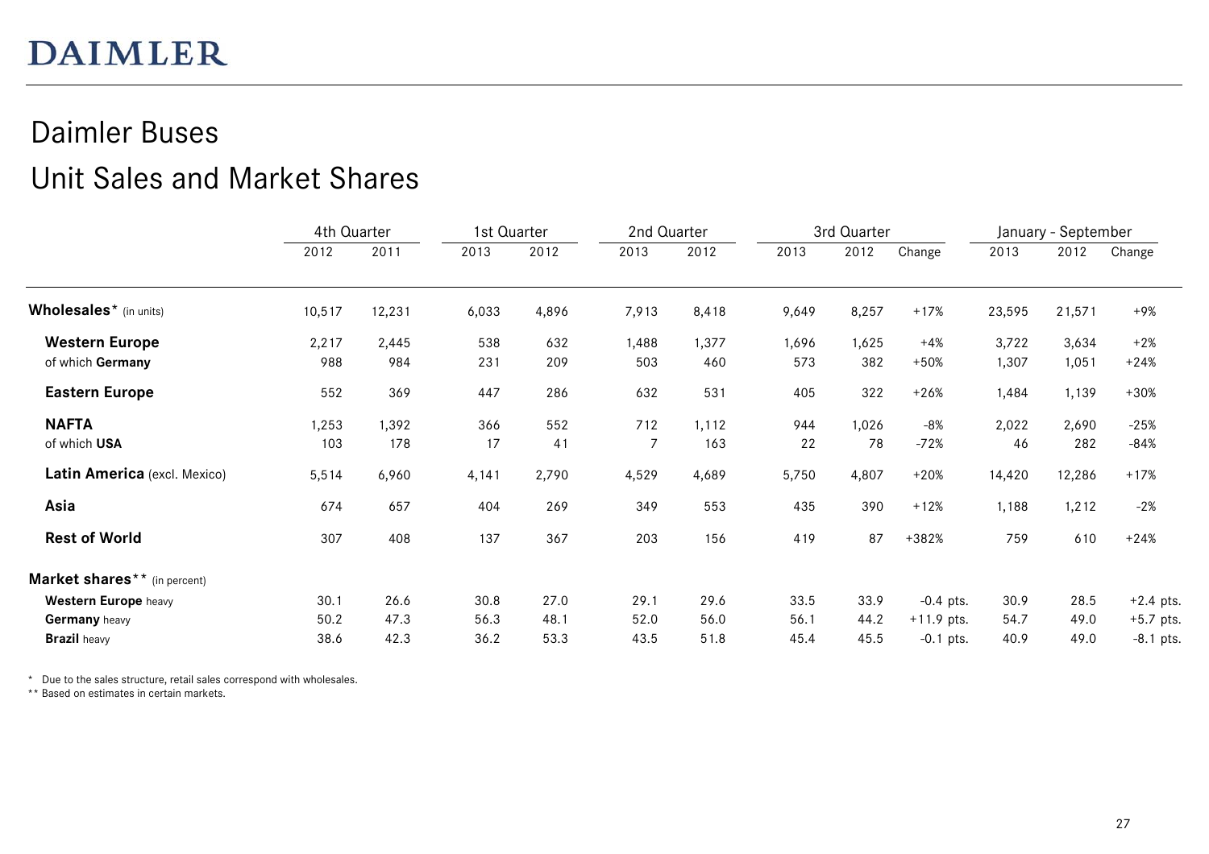DAIMLER

# Daimler Buses
## Unit Sales and Market Shares

| | 4th Quarter | | 1st Quarter | | 2nd Quarter | | 3rd Quarter | | | January - September | | |
|---|---|---|---|---|---|---|---|---|---|---|---|---|
| | 2012 | 2011 | 2013 | 2012 | 2013 | 2012 | 2013 | 2012 | Change | 2013 | 2012 | Change |
| **Wholesales*** (in units) | 10,517 | 12,231 | 6,033 | 4,896 | 7,913 | 8,418 | 9,649 | 8,257 | +17% | 23,595 | 21,571 | +9% |
| **Western Europe** | 2,217 | 2,445 | 538 | 632 | 1,488 | 1,377 | 1,696 | 1,625 | +4% | 3,722 | 3,634 | +2% |
| of which **Germany** | 988 | 984 | 231 | 209 | 503 | 460 | 573 | 382 | +50% | 1,307 | 1,051 | +24% |
| **Eastern Europe** | 552 | 369 | 447 | 286 | 632 | 531 | 405 | 322 | +26% | 1,484 | 1,139 | +30% |
| **NAFTA** | 1,253 | 1,392 | 366 | 552 | 712 | 1,112 | 944 | 1,026 | -8% | 2,022 | 2,690 | -25% |
| of which **USA** | 103 | 178 | 17 | 41 | 7 | 163 | 22 | 78 | -72% | 46 | 282 | -84% |
| **Latin America** (excl. Mexico) | 5,514 | 6,960 | 4,141 | 2,790 | 4,529 | 4,689 | 5,750 | 4,807 | +20% | 14,420 | 12,286 | +17% |
| **Asia** | 674 | 657 | 404 | 269 | 349 | 553 | 435 | 390 | +12% | 1,188 | 1,212 | -2% |
| **Rest of World** | 307 | 408 | 137 | 367 | 203 | 156 | 419 | 87 | +382% | 759 | 610 | +24% |
| **Market shares**** (in percent) | | | | | | | | | | | | |
| **Western Europe** heavy | 30.1 | 26.6 | 30.8 | 27.0 | 29.1 | 29.6 | 33.5 | 33.9 | -0.4 pts. | 30.9 | 28.5 | +2.4 pts. |
| **Germany** heavy | 50.2 | 47.3 | 56.3 | 48.1 | 52.0 | 56.0 | 56.1 | 44.2 | +11.9 pts. | 54.7 | 49.0 | +5.7 pts. |
| **Brazil** heavy | 38.6 | 42.3 | 36.2 | 53.3 | 43.5 | 51.8 | 45.4 | 45.5 | -0.1 pts. | 40.9 | 49.0 | -8.1 pts. |

* Due to the sales structure, retail sales correspond with wholesales.
** Based on estimates in certain markets.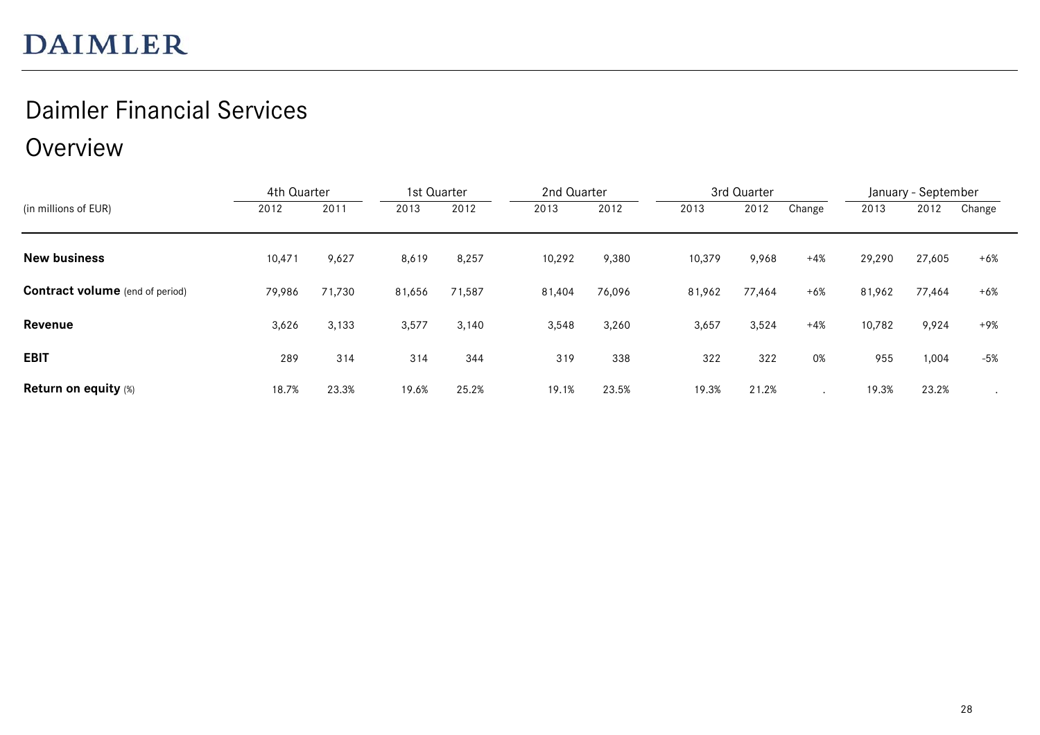DAIMLER

# Daimler Financial Services
## Overview

| (in millions of EUR) | 4th Quarter | | 1st Quarter | | 2nd Quarter | | 3rd Quarter | | | January - September | | |
|---|---|---|---|---|---|---|---|---|---|---|---|---|
| | 2012 | 2011 | 2013 | 2012 | 2013 | 2012 | 2013 | 2012 | Change | 2013 | 2012 | Change |
| **New business** | 10,471 | 9,627 | 8,619 | 8,257 | 10,292 | 9,380 | 10,379 | 9,968 | +4% | 29,290 | 27,605 | +6% |
| **Contract volume** (end of period) | 79,986 | 71,730 | 81,656 | 71,587 | 81,404 | 76,096 | 81,962 | 77,464 | +6% | 81,962 | 77,464 | +6% |
| **Revenue** | 3,626 | 3,133 | 3,577 | 3,140 | 3,548 | 3,260 | 3,657 | 3,524 | +4% | 10,782 | 9,924 | +9% |
| **EBIT** | 289 | 314 | 314 | 344 | 319 | 338 | 322 | 322 | 0% | 955 | 1,004 | -5% |
| **Return on equity** (%) | 18.7% | 23.3% | 19.6% | 25.2% | 19.1% | 23.5% | 19.3% | 21.2% | . | 19.3% | 23.2% | . |